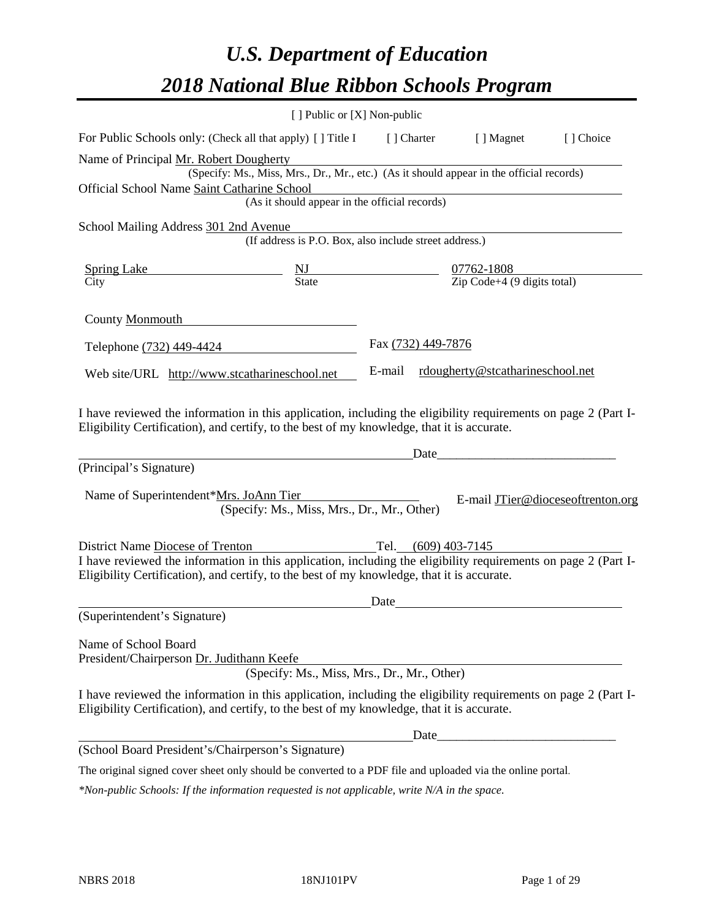# *U.S. Department of Education*

# *2018 National Blue Ribbon Schools Program*

[ ] Public or [X] Non-public

For Public Schools only: (Check all that apply) [ ] Title I [ ] Charter [ ] Magnet [ ] Choice

Name of Principal Mr. Robert Dougherty
(Specify: Ms., Miss, Mrs., Dr., Mr., etc.) (As it should appear in the official records)

Official School Name Saint Catharine School
(As it should appear in the official records)

School Mailing Address 301 2nd Avenue
(If address is P.O. Box, also include street address.)

| Spring Lake | NJ | 07762-1808 |
|---|---|---|
| City | State | Zip Code+4 (9 digits total) |

County Monmouth

Telephone (732) 449-4424 Fax (732) 449-7876

Web site/URL http://www.stcatharineschool.net E-mail rdougherty@stcatharineschool.net

I have reviewed the information in this application, including the eligibility requirements on page 2 (Part I-Eligibility Certification), and certify, to the best of my knowledge, that it is accurate.

_______________________________________________ Date_____________________________

(Principal's Signature)

Name of Superintendent*Mrs. JoAnn Tier E-mail JTier@dioceseoftrenton.org
(Specify: Ms., Miss, Mrs., Dr., Mr., Other)

District Name Diocese of Trenton Tel. (609) 403-7145

I have reviewed the information in this application, including the eligibility requirements on page 2 (Part I-Eligibility Certification), and certify, to the best of my knowledge, that it is accurate.

_______________________________________________ Date_____________________________

(Superintendent's Signature)

Name of School Board
President/Chairperson Dr. Judithann Keefe
(Specify: Ms., Miss, Mrs., Dr., Mr., Other)

I have reviewed the information in this application, including the eligibility requirements on page 2 (Part I-Eligibility Certification), and certify, to the best of my knowledge, that it is accurate.

_______________________________________________ Date_____________________________

(School Board President's/Chairperson's Signature)

The original signed cover sheet only should be converted to a PDF file and uploaded via the online portal.

*\*Non-public Schools: If the information requested is not applicable, write N/A in the space.*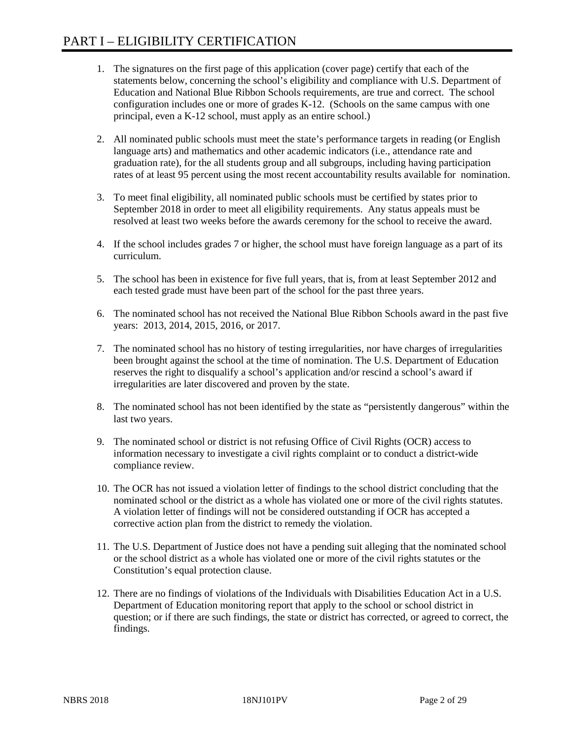# PART I – ELIGIBILITY CERTIFICATION

1. The signatures on the first page of this application (cover page) certify that each of the statements below, concerning the school's eligibility and compliance with U.S. Department of Education and National Blue Ribbon Schools requirements, are true and correct. The school configuration includes one or more of grades K-12. (Schools on the same campus with one principal, even a K-12 school, must apply as an entire school.)

2. All nominated public schools must meet the state's performance targets in reading (or English language arts) and mathematics and other academic indicators (i.e., attendance rate and graduation rate), for the all students group and all subgroups, including having participation rates of at least 95 percent using the most recent accountability results available for nomination.

3. To meet final eligibility, all nominated public schools must be certified by states prior to September 2018 in order to meet all eligibility requirements. Any status appeals must be resolved at least two weeks before the awards ceremony for the school to receive the award.

4. If the school includes grades 7 or higher, the school must have foreign language as a part of its curriculum.

5. The school has been in existence for five full years, that is, from at least September 2012 and each tested grade must have been part of the school for the past three years.

6. The nominated school has not received the National Blue Ribbon Schools award in the past five years: 2013, 2014, 2015, 2016, or 2017.

7. The nominated school has no history of testing irregularities, nor have charges of irregularities been brought against the school at the time of nomination. The U.S. Department of Education reserves the right to disqualify a school's application and/or rescind a school's award if irregularities are later discovered and proven by the state.

8. The nominated school has not been identified by the state as "persistently dangerous" within the last two years.

9. The nominated school or district is not refusing Office of Civil Rights (OCR) access to information necessary to investigate a civil rights complaint or to conduct a district-wide compliance review.

10. The OCR has not issued a violation letter of findings to the school district concluding that the nominated school or the district as a whole has violated one or more of the civil rights statutes. A violation letter of findings will not be considered outstanding if OCR has accepted a corrective action plan from the district to remedy the violation.

11. The U.S. Department of Justice does not have a pending suit alleging that the nominated school or the school district as a whole has violated one or more of the civil rights statutes or the Constitution's equal protection clause.

12. There are no findings of violations of the Individuals with Disabilities Education Act in a U.S. Department of Education monitoring report that apply to the school or school district in question; or if there are such findings, the state or district has corrected, or agreed to correct, the findings.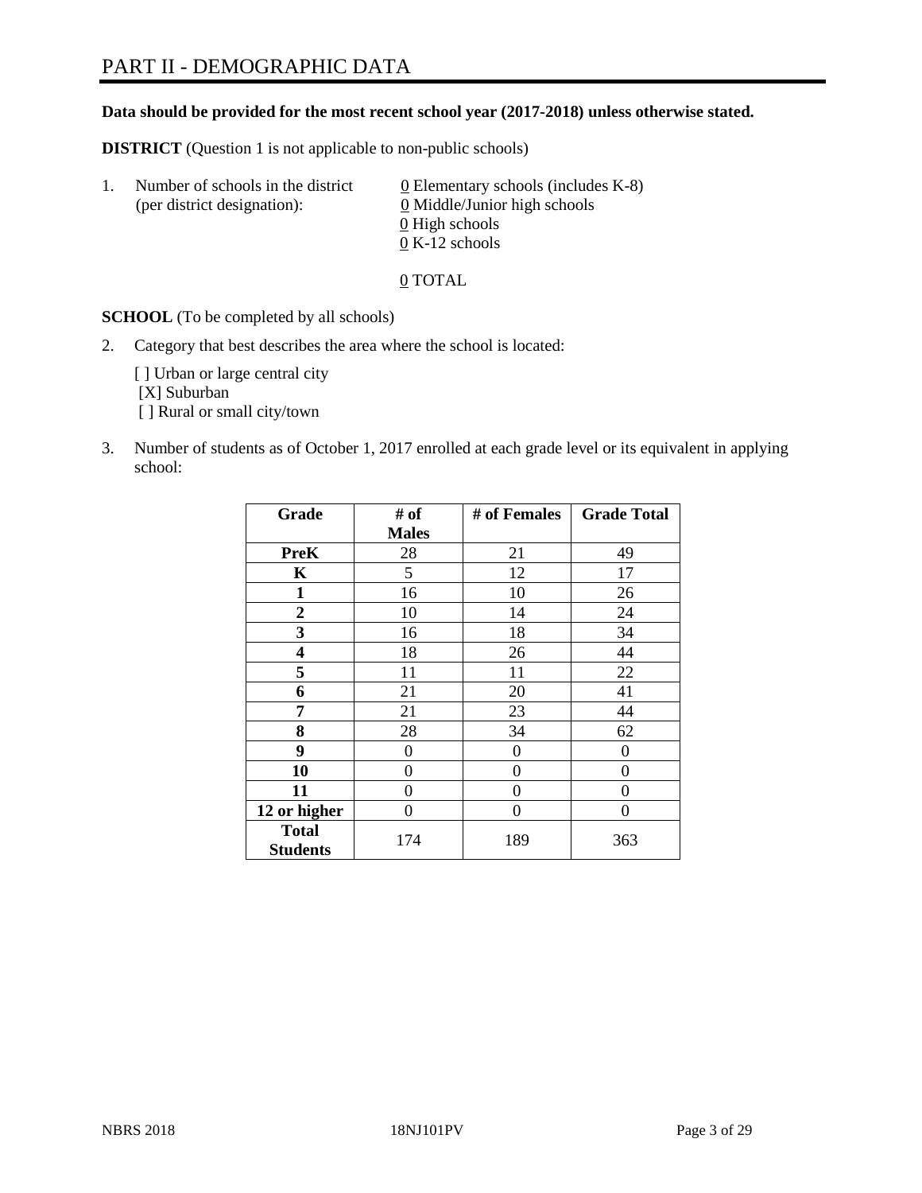# PART II - DEMOGRAPHIC DATA

**Data should be provided for the most recent school year (2017-2018) unless otherwise stated.**

**DISTRICT** (Question 1 is not applicable to non-public schools)

1. Number of schools in the district (per district designation):
   0 Elementary schools (includes K-8)
   0 Middle/Junior high schools
   0 High schools
   0 K-12 schools

   0 TOTAL

**SCHOOL** (To be completed by all schools)

2. Category that best describes the area where the school is located:

   [ ] Urban or large central city
   [X] Suburban
   [ ] Rural or small city/town

3. Number of students as of October 1, 2017 enrolled at each grade level or its equivalent in applying school:

| Grade | # of Males | # of Females | Grade Total |
|---|---|---|---|
| **PreK** | 28 | 21 | 49 |
| **K** | 5 | 12 | 17 |
| **1** | 16 | 10 | 26 |
| **2** | 10 | 14 | 24 |
| **3** | 16 | 18 | 34 |
| **4** | 18 | 26 | 44 |
| **5** | 11 | 11 | 22 |
| **6** | 21 | 20 | 41 |
| **7** | 21 | 23 | 44 |
| **8** | 28 | 34 | 62 |
| **9** | 0 | 0 | 0 |
| **10** | 0 | 0 | 0 |
| **11** | 0 | 0 | 0 |
| **12 or higher** | 0 | 0 | 0 |
| **Total Students** | 174 | 189 | 363 |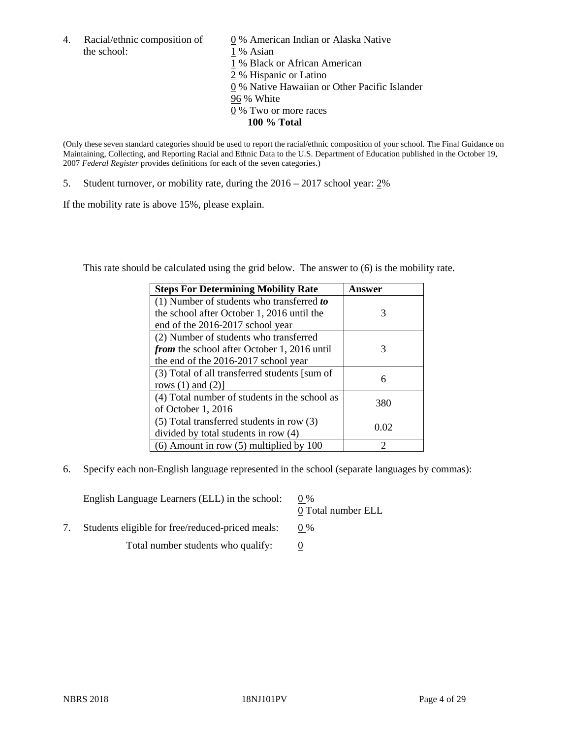4. Racial/ethnic composition of the school:

0 % American Indian or Alaska Native
1 % Asian
1 % Black or African American
2 % Hispanic or Latino
0 % Native Hawaiian or Other Pacific Islander
96 % White
0 % Two or more races
**100 % Total**

(Only these seven standard categories should be used to report the racial/ethnic composition of your school. The Final Guidance on Maintaining, Collecting, and Reporting Racial and Ethnic Data to the U.S. Department of Education published in the October 19, 2007 *Federal Register* provides definitions for each of the seven categories.)

5. Student turnover, or mobility rate, during the 2016 – 2017 school year: 2%

If the mobility rate is above 15%, please explain.

This rate should be calculated using the grid below. The answer to (6) is the mobility rate.

| **Steps For Determining Mobility Rate** | **Answer** |
|---|---|
| (1) Number of students who transferred ***to*** the school after October 1, 2016 until the end of the 2016-2017 school year | 3 |
| (2) Number of students who transferred ***from*** the school after October 1, 2016 until the end of the 2016-2017 school year | 3 |
| (3) Total of all transferred students [sum of rows (1) and (2)] | 6 |
| (4) Total number of students in the school as of October 1, 2016 | 380 |
| (5) Total transferred students in row (3) divided by total students in row (4) | 0.02 |
| (6) Amount in row (5) multiplied by 100 | 2 |

6. Specify each non-English language represented in the school (separate languages by commas):

English Language Learners (ELL) in the school: 0 %
0 Total number ELL

7. Students eligible for free/reduced-priced meals: 0 %

Total number students who qualify: 0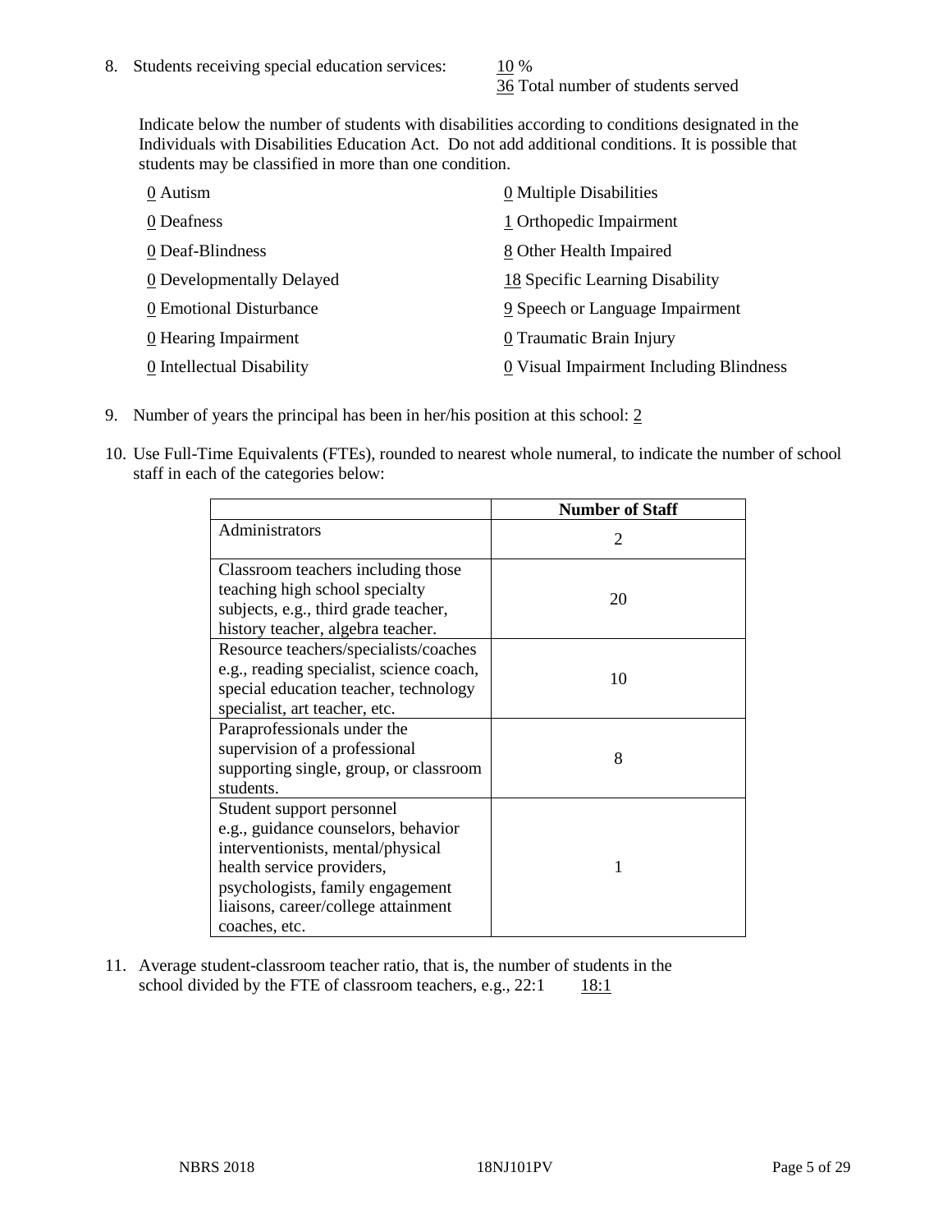8. Students receiving special education services: 10 %
36 Total number of students served

Indicate below the number of students with disabilities according to conditions designated in the Individuals with Disabilities Education Act. Do not add additional conditions. It is possible that students may be classified in more than one condition.

0 Autism
0 Deafness
0 Deaf-Blindness
0 Developmentally Delayed
0 Emotional Disturbance
0 Hearing Impairment
0 Intellectual Disability
0 Multiple Disabilities
1 Orthopedic Impairment
8 Other Health Impaired
18 Specific Learning Disability
9 Speech or Language Impairment
0 Traumatic Brain Injury
0 Visual Impairment Including Blindness

9. Number of years the principal has been in her/his position at this school: 2

10. Use Full-Time Equivalents (FTEs), rounded to nearest whole numeral, to indicate the number of school staff in each of the categories below:

| | Number of Staff |
|---|---|
| Administrators | 2 |
| Classroom teachers including those teaching high school specialty subjects, e.g., third grade teacher, history teacher, algebra teacher. | 20 |
| Resource teachers/specialists/coaches e.g., reading specialist, science coach, special education teacher, technology specialist, art teacher, etc. | 10 |
| Paraprofessionals under the supervision of a professional supporting single, group, or classroom students. | 8 |
| Student support personnel e.g., guidance counselors, behavior interventionists, mental/physical health service providers, psychologists, family engagement liaisons, career/college attainment coaches, etc. | 1 |

11. Average student-classroom teacher ratio, that is, the number of students in the school divided by the FTE of classroom teachers, e.g., 22:1 18:1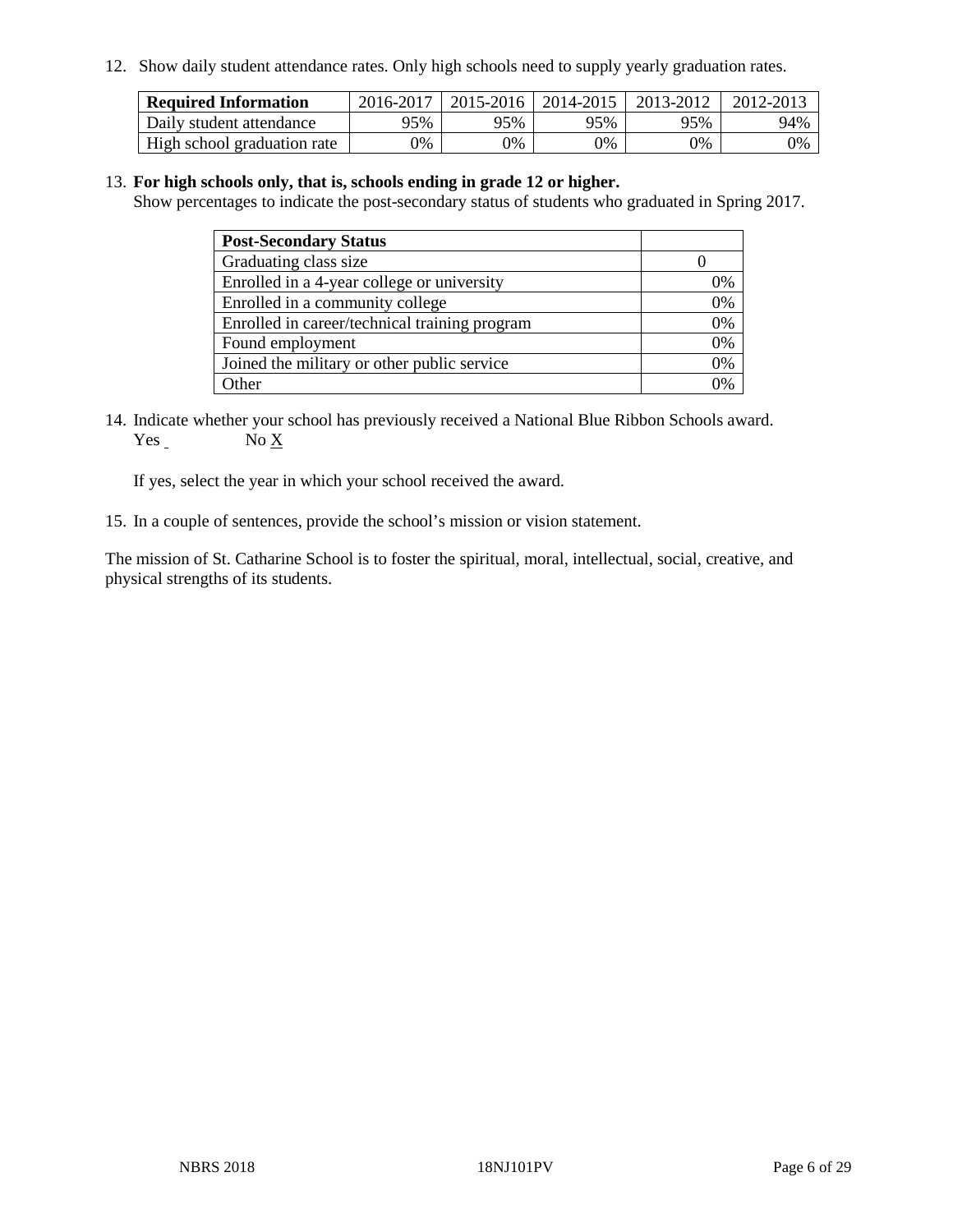12. Show daily student attendance rates. Only high schools need to supply yearly graduation rates.

| Required Information | 2016-2017 | 2015-2016 | 2014-2015 | 2013-2012 | 2012-2013 |
|---|---|---|---|---|---|
| Daily student attendance | 95% | 95% | 95% | 95% | 94% |
| High school graduation rate | 0% | 0% | 0% | 0% | 0% |

13. **For high schools only, that is, schools ending in grade 12 or higher.**
Show percentages to indicate the post-secondary status of students who graduated in Spring 2017.

| Post-Secondary Status | |
|---|---|
| Graduating class size | 0 |
| Enrolled in a 4-year college or university | 0% |
| Enrolled in a community college | 0% |
| Enrolled in career/technical training program | 0% |
| Found employment | 0% |
| Joined the military or other public service | 0% |
| Other | 0% |

14. Indicate whether your school has previously received a National Blue Ribbon Schools award.
Yes No X

If yes, select the year in which your school received the award.

15. In a couple of sentences, provide the school's mission or vision statement.

The mission of St. Catharine School is to foster the spiritual, moral, intellectual, social, creative, and physical strengths of its students.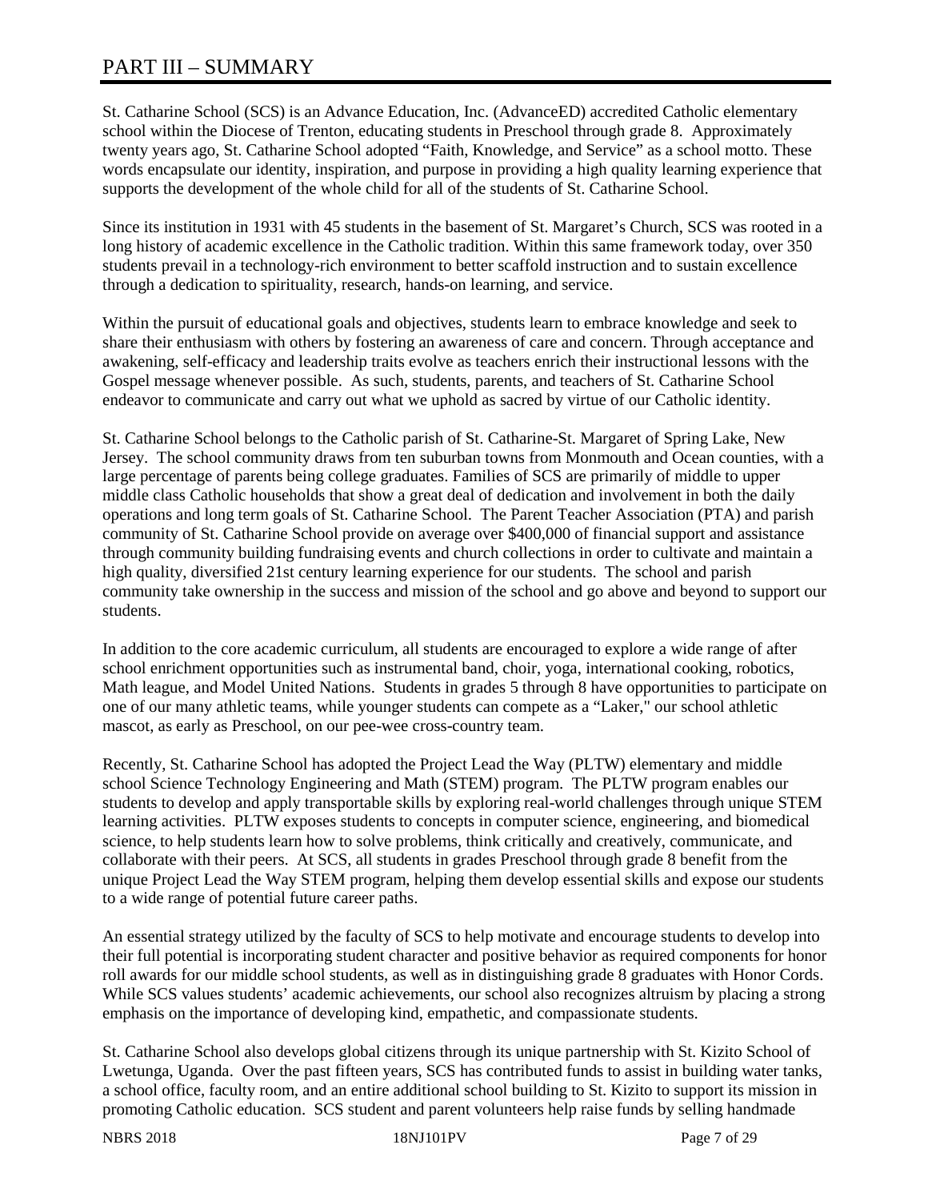# PART III – SUMMARY

St. Catharine School (SCS) is an Advance Education, Inc. (AdvanceED) accredited Catholic elementary school within the Diocese of Trenton, educating students in Preschool through grade 8. Approximately twenty years ago, St. Catharine School adopted "Faith, Knowledge, and Service" as a school motto. These words encapsulate our identity, inspiration, and purpose in providing a high quality learning experience that supports the development of the whole child for all of the students of St. Catharine School.

Since its institution in 1931 with 45 students in the basement of St. Margaret's Church, SCS was rooted in a long history of academic excellence in the Catholic tradition. Within this same framework today, over 350 students prevail in a technology-rich environment to better scaffold instruction and to sustain excellence through a dedication to spirituality, research, hands-on learning, and service.

Within the pursuit of educational goals and objectives, students learn to embrace knowledge and seek to share their enthusiasm with others by fostering an awareness of care and concern. Through acceptance and awakening, self-efficacy and leadership traits evolve as teachers enrich their instructional lessons with the Gospel message whenever possible. As such, students, parents, and teachers of St. Catharine School endeavor to communicate and carry out what we uphold as sacred by virtue of our Catholic identity.

St. Catharine School belongs to the Catholic parish of St. Catharine-St. Margaret of Spring Lake, New Jersey. The school community draws from ten suburban towns from Monmouth and Ocean counties, with a large percentage of parents being college graduates. Families of SCS are primarily of middle to upper middle class Catholic households that show a great deal of dedication and involvement in both the daily operations and long term goals of St. Catharine School. The Parent Teacher Association (PTA) and parish community of St. Catharine School provide on average over $400,000 of financial support and assistance through community building fundraising events and church collections in order to cultivate and maintain a high quality, diversified 21st century learning experience for our students. The school and parish community take ownership in the success and mission of the school and go above and beyond to support our students.

In addition to the core academic curriculum, all students are encouraged to explore a wide range of after school enrichment opportunities such as instrumental band, choir, yoga, international cooking, robotics, Math league, and Model United Nations. Students in grades 5 through 8 have opportunities to participate on one of our many athletic teams, while younger students can compete as a "Laker," our school athletic mascot, as early as Preschool, on our pee-wee cross-country team.

Recently, St. Catharine School has adopted the Project Lead the Way (PLTW) elementary and middle school Science Technology Engineering and Math (STEM) program. The PLTW program enables our students to develop and apply transportable skills by exploring real-world challenges through unique STEM learning activities. PLTW exposes students to concepts in computer science, engineering, and biomedical science, to help students learn how to solve problems, think critically and creatively, communicate, and collaborate with their peers. At SCS, all students in grades Preschool through grade 8 benefit from the unique Project Lead the Way STEM program, helping them develop essential skills and expose our students to a wide range of potential future career paths.

An essential strategy utilized by the faculty of SCS to help motivate and encourage students to develop into their full potential is incorporating student character and positive behavior as required components for honor roll awards for our middle school students, as well as in distinguishing grade 8 graduates with Honor Cords. While SCS values students' academic achievements, our school also recognizes altruism by placing a strong emphasis on the importance of developing kind, empathetic, and compassionate students.

St. Catharine School also develops global citizens through its unique partnership with St. Kizito School of Lwetunga, Uganda. Over the past fifteen years, SCS has contributed funds to assist in building water tanks, a school office, faculty room, and an entire additional school building to St. Kizito to support its mission in promoting Catholic education. SCS student and parent volunteers help raise funds by selling handmade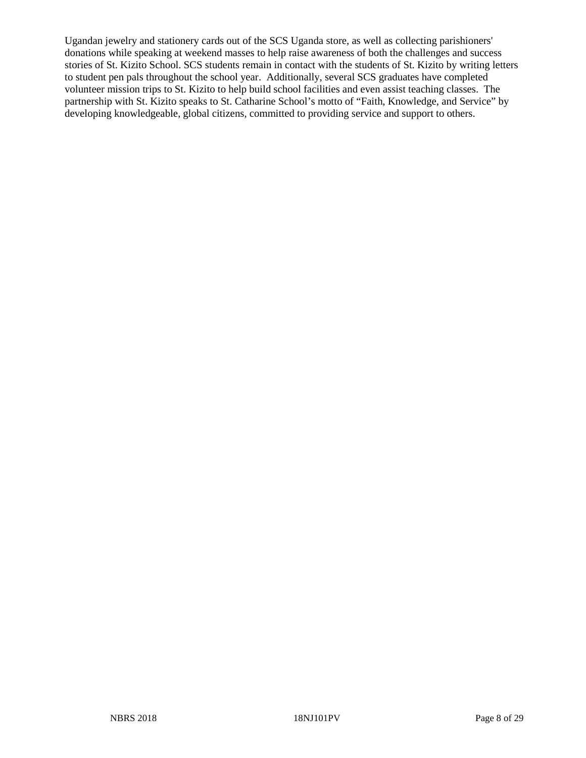Ugandan jewelry and stationery cards out of the SCS Uganda store, as well as collecting parishioners' donations while speaking at weekend masses to help raise awareness of both the challenges and success stories of St. Kizito School. SCS students remain in contact with the students of St. Kizito by writing letters to student pen pals throughout the school year. Additionally, several SCS graduates have completed volunteer mission trips to St. Kizito to help build school facilities and even assist teaching classes. The partnership with St. Kizito speaks to St. Catharine School's motto of "Faith, Knowledge, and Service" by developing knowledgeable, global citizens, committed to providing service and support to others.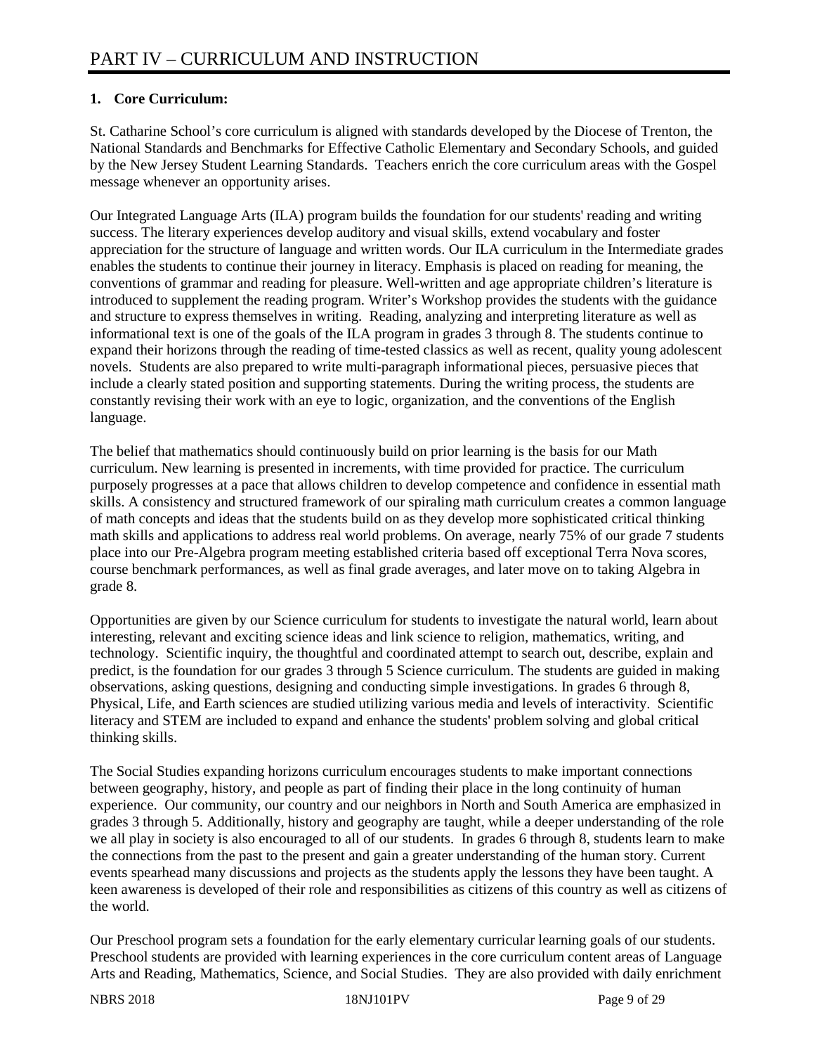# PART IV – CURRICULUM AND INSTRUCTION

**1. Core Curriculum:**

St. Catharine School's core curriculum is aligned with standards developed by the Diocese of Trenton, the National Standards and Benchmarks for Effective Catholic Elementary and Secondary Schools, and guided by the New Jersey Student Learning Standards. Teachers enrich the core curriculum areas with the Gospel message whenever an opportunity arises.

Our Integrated Language Arts (ILA) program builds the foundation for our students' reading and writing success. The literary experiences develop auditory and visual skills, extend vocabulary and foster appreciation for the structure of language and written words. Our ILA curriculum in the Intermediate grades enables the students to continue their journey in literacy. Emphasis is placed on reading for meaning, the conventions of grammar and reading for pleasure. Well-written and age appropriate children's literature is introduced to supplement the reading program. Writer's Workshop provides the students with the guidance and structure to express themselves in writing. Reading, analyzing and interpreting literature as well as informational text is one of the goals of the ILA program in grades 3 through 8. The students continue to expand their horizons through the reading of time-tested classics as well as recent, quality young adolescent novels. Students are also prepared to write multi-paragraph informational pieces, persuasive pieces that include a clearly stated position and supporting statements. During the writing process, the students are constantly revising their work with an eye to logic, organization, and the conventions of the English language.

The belief that mathematics should continuously build on prior learning is the basis for our Math curriculum. New learning is presented in increments, with time provided for practice. The curriculum purposely progresses at a pace that allows children to develop competence and confidence in essential math skills. A consistency and structured framework of our spiraling math curriculum creates a common language of math concepts and ideas that the students build on as they develop more sophisticated critical thinking math skills and applications to address real world problems. On average, nearly 75% of our grade 7 students place into our Pre-Algebra program meeting established criteria based off exceptional Terra Nova scores, course benchmark performances, as well as final grade averages, and later move on to taking Algebra in grade 8.

Opportunities are given by our Science curriculum for students to investigate the natural world, learn about interesting, relevant and exciting science ideas and link science to religion, mathematics, writing, and technology. Scientific inquiry, the thoughtful and coordinated attempt to search out, describe, explain and predict, is the foundation for our grades 3 through 5 Science curriculum. The students are guided in making observations, asking questions, designing and conducting simple investigations. In grades 6 through 8, Physical, Life, and Earth sciences are studied utilizing various media and levels of interactivity. Scientific literacy and STEM are included to expand and enhance the students' problem solving and global critical thinking skills.

The Social Studies expanding horizons curriculum encourages students to make important connections between geography, history, and people as part of finding their place in the long continuity of human experience. Our community, our country and our neighbors in North and South America are emphasized in grades 3 through 5. Additionally, history and geography are taught, while a deeper understanding of the role we all play in society is also encouraged to all of our students. In grades 6 through 8, students learn to make the connections from the past to the present and gain a greater understanding of the human story. Current events spearhead many discussions and projects as the students apply the lessons they have been taught. A keen awareness is developed of their role and responsibilities as citizens of this country as well as citizens of the world.

Our Preschool program sets a foundation for the early elementary curricular learning goals of our students. Preschool students are provided with learning experiences in the core curriculum content areas of Language Arts and Reading, Mathematics, Science, and Social Studies. They are also provided with daily enrichment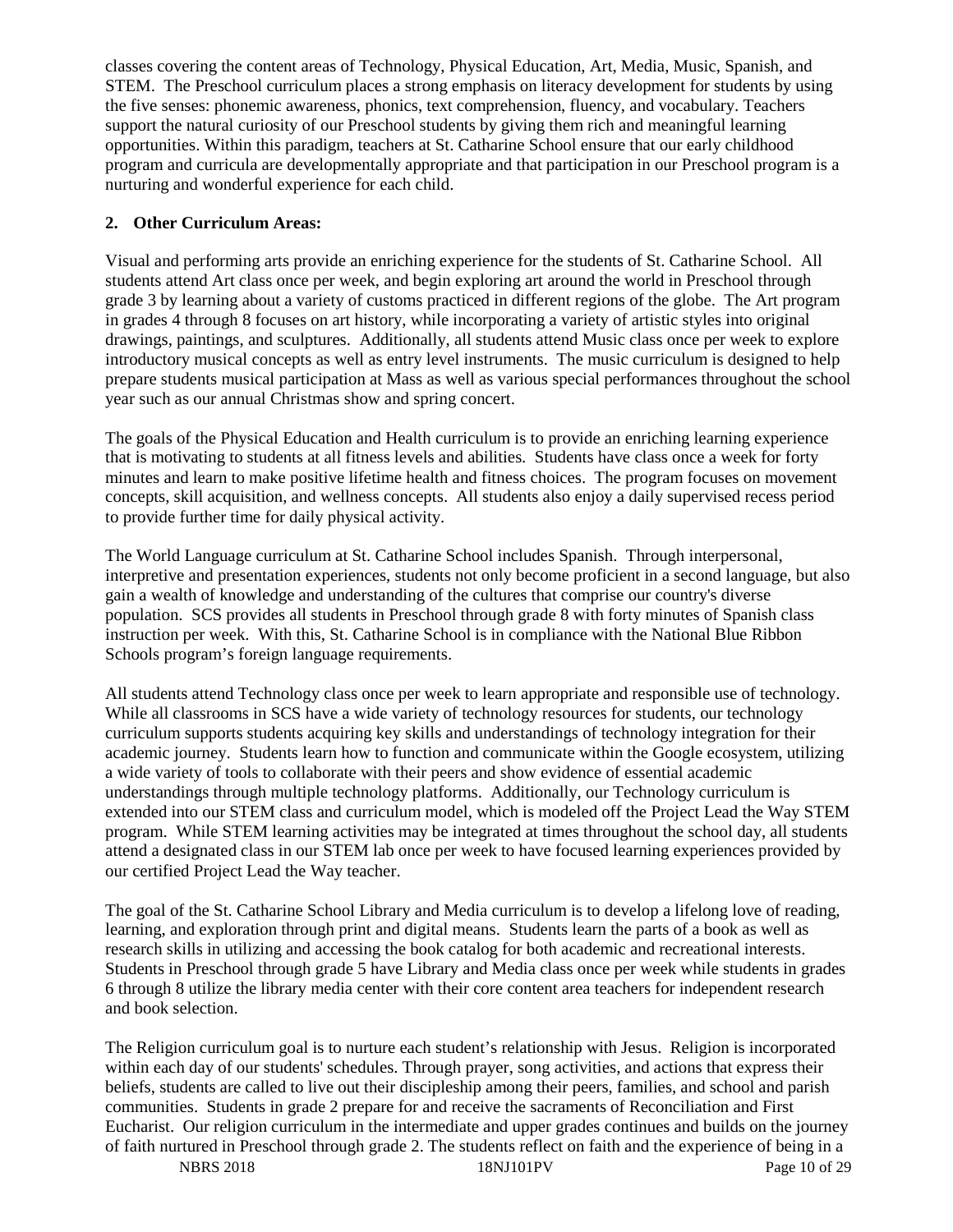classes covering the content areas of Technology, Physical Education, Art, Media, Music, Spanish, and STEM. The Preschool curriculum places a strong emphasis on literacy development for students by using the five senses: phonemic awareness, phonics, text comprehension, fluency, and vocabulary. Teachers support the natural curiosity of our Preschool students by giving them rich and meaningful learning opportunities. Within this paradigm, teachers at St. Catharine School ensure that our early childhood program and curricula are developmentally appropriate and that participation in our Preschool program is a nurturing and wonderful experience for each child.

**2. Other Curriculum Areas:**

Visual and performing arts provide an enriching experience for the students of St. Catharine School. All students attend Art class once per week, and begin exploring art around the world in Preschool through grade 3 by learning about a variety of customs practiced in different regions of the globe. The Art program in grades 4 through 8 focuses on art history, while incorporating a variety of artistic styles into original drawings, paintings, and sculptures. Additionally, all students attend Music class once per week to explore introductory musical concepts as well as entry level instruments. The music curriculum is designed to help prepare students musical participation at Mass as well as various special performances throughout the school year such as our annual Christmas show and spring concert.

The goals of the Physical Education and Health curriculum is to provide an enriching learning experience that is motivating to students at all fitness levels and abilities. Students have class once a week for forty minutes and learn to make positive lifetime health and fitness choices. The program focuses on movement concepts, skill acquisition, and wellness concepts. All students also enjoy a daily supervised recess period to provide further time for daily physical activity.

The World Language curriculum at St. Catharine School includes Spanish. Through interpersonal, interpretive and presentation experiences, students not only become proficient in a second language, but also gain a wealth of knowledge and understanding of the cultures that comprise our country's diverse population. SCS provides all students in Preschool through grade 8 with forty minutes of Spanish class instruction per week. With this, St. Catharine School is in compliance with the National Blue Ribbon Schools program's foreign language requirements.

All students attend Technology class once per week to learn appropriate and responsible use of technology. While all classrooms in SCS have a wide variety of technology resources for students, our technology curriculum supports students acquiring key skills and understandings of technology integration for their academic journey. Students learn how to function and communicate within the Google ecosystem, utilizing a wide variety of tools to collaborate with their peers and show evidence of essential academic understandings through multiple technology platforms. Additionally, our Technology curriculum is extended into our STEM class and curriculum model, which is modeled off the Project Lead the Way STEM program. While STEM learning activities may be integrated at times throughout the school day, all students attend a designated class in our STEM lab once per week to have focused learning experiences provided by our certified Project Lead the Way teacher.

The goal of the St. Catharine School Library and Media curriculum is to develop a lifelong love of reading, learning, and exploration through print and digital means. Students learn the parts of a book as well as research skills in utilizing and accessing the book catalog for both academic and recreational interests. Students in Preschool through grade 5 have Library and Media class once per week while students in grades 6 through 8 utilize the library media center with their core content area teachers for independent research and book selection.

The Religion curriculum goal is to nurture each student's relationship with Jesus. Religion is incorporated within each day of our students' schedules. Through prayer, song activities, and actions that express their beliefs, students are called to live out their discipleship among their peers, families, and school and parish communities. Students in grade 2 prepare for and receive the sacraments of Reconciliation and First Eucharist. Our religion curriculum in the intermediate and upper grades continues and builds on the journey of faith nurtured in Preschool through grade 2. The students reflect on faith and the experience of being in a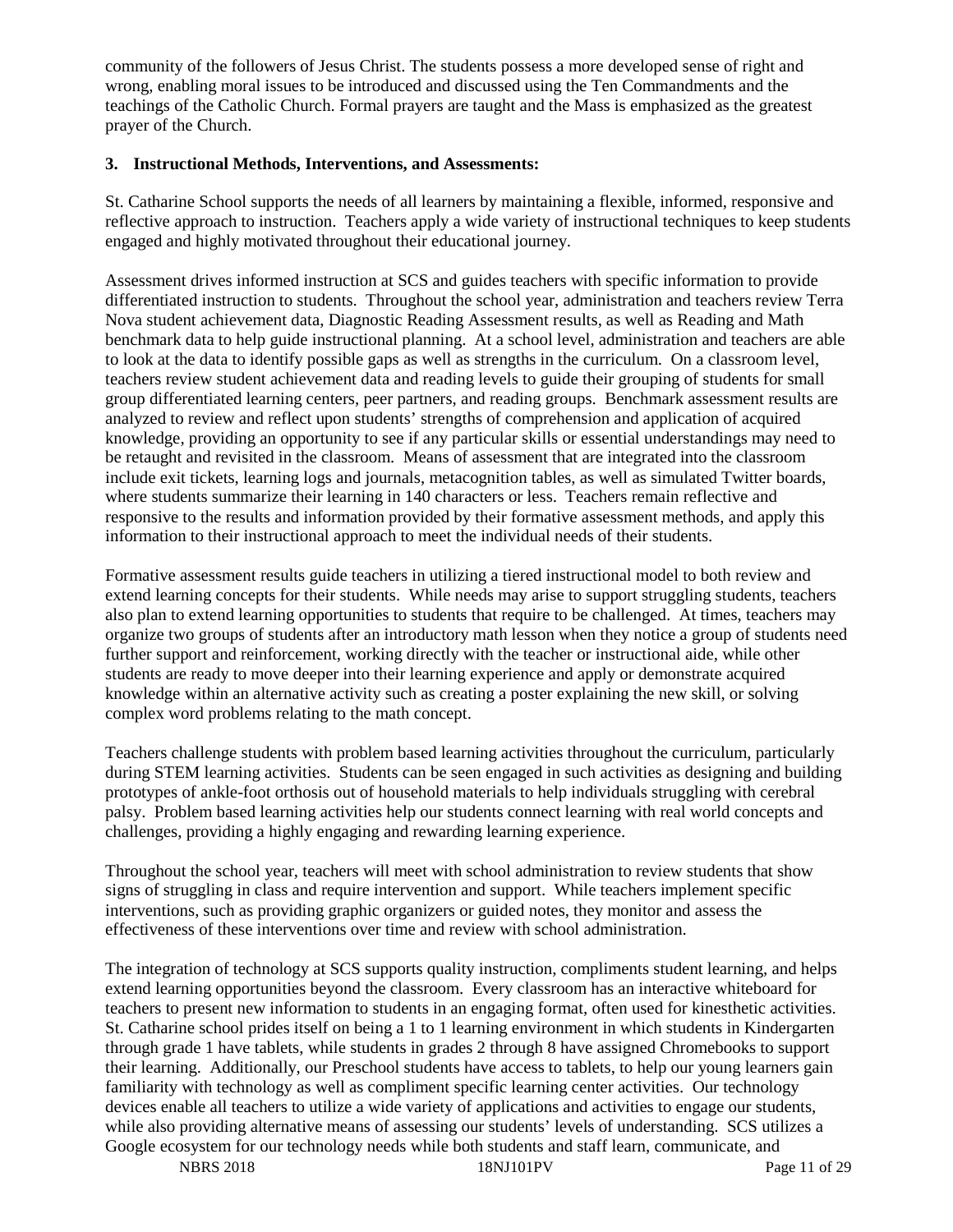community of the followers of Jesus Christ. The students possess a more developed sense of right and wrong, enabling moral issues to be introduced and discussed using the Ten Commandments and the teachings of the Catholic Church. Formal prayers are taught and the Mass is emphasized as the greatest prayer of the Church.

**3. Instructional Methods, Interventions, and Assessments:**

St. Catharine School supports the needs of all learners by maintaining a flexible, informed, responsive and reflective approach to instruction. Teachers apply a wide variety of instructional techniques to keep students engaged and highly motivated throughout their educational journey.

Assessment drives informed instruction at SCS and guides teachers with specific information to provide differentiated instruction to students. Throughout the school year, administration and teachers review Terra Nova student achievement data, Diagnostic Reading Assessment results, as well as Reading and Math benchmark data to help guide instructional planning. At a school level, administration and teachers are able to look at the data to identify possible gaps as well as strengths in the curriculum. On a classroom level, teachers review student achievement data and reading levels to guide their grouping of students for small group differentiated learning centers, peer partners, and reading groups. Benchmark assessment results are analyzed to review and reflect upon students' strengths of comprehension and application of acquired knowledge, providing an opportunity to see if any particular skills or essential understandings may need to be retaught and revisited in the classroom. Means of assessment that are integrated into the classroom include exit tickets, learning logs and journals, metacognition tables, as well as simulated Twitter boards, where students summarize their learning in 140 characters or less. Teachers remain reflective and responsive to the results and information provided by their formative assessment methods, and apply this information to their instructional approach to meet the individual needs of their students.

Formative assessment results guide teachers in utilizing a tiered instructional model to both review and extend learning concepts for their students. While needs may arise to support struggling students, teachers also plan to extend learning opportunities to students that require to be challenged. At times, teachers may organize two groups of students after an introductory math lesson when they notice a group of students need further support and reinforcement, working directly with the teacher or instructional aide, while other students are ready to move deeper into their learning experience and apply or demonstrate acquired knowledge within an alternative activity such as creating a poster explaining the new skill, or solving complex word problems relating to the math concept.

Teachers challenge students with problem based learning activities throughout the curriculum, particularly during STEM learning activities. Students can be seen engaged in such activities as designing and building prototypes of ankle-foot orthosis out of household materials to help individuals struggling with cerebral palsy. Problem based learning activities help our students connect learning with real world concepts and challenges, providing a highly engaging and rewarding learning experience.

Throughout the school year, teachers will meet with school administration to review students that show signs of struggling in class and require intervention and support. While teachers implement specific interventions, such as providing graphic organizers or guided notes, they monitor and assess the effectiveness of these interventions over time and review with school administration.

The integration of technology at SCS supports quality instruction, compliments student learning, and helps extend learning opportunities beyond the classroom. Every classroom has an interactive whiteboard for teachers to present new information to students in an engaging format, often used for kinesthetic activities. St. Catharine school prides itself on being a 1 to 1 learning environment in which students in Kindergarten through grade 1 have tablets, while students in grades 2 through 8 have assigned Chromebooks to support their learning. Additionally, our Preschool students have access to tablets, to help our young learners gain familiarity with technology as well as compliment specific learning center activities. Our technology devices enable all teachers to utilize a wide variety of applications and activities to engage our students, while also providing alternative means of assessing our students' levels of understanding. SCS utilizes a Google ecosystem for our technology needs while both students and staff learn, communicate, and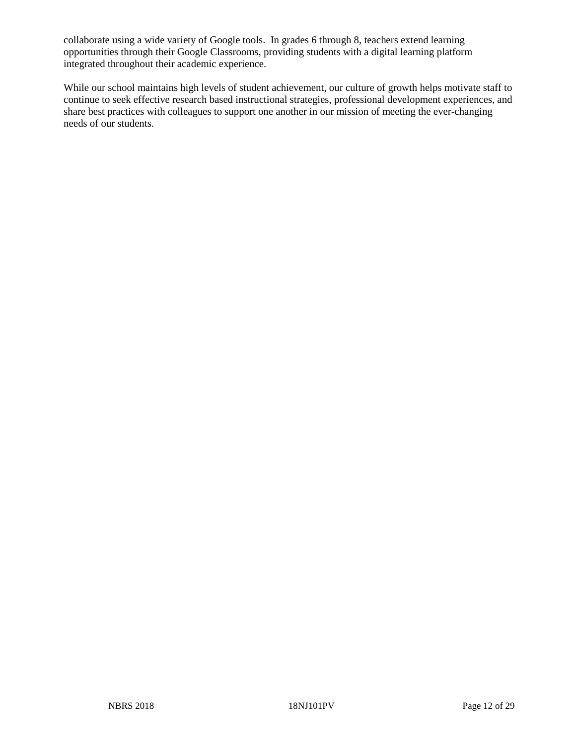collaborate using a wide variety of Google tools. In grades 6 through 8, teachers extend learning opportunities through their Google Classrooms, providing students with a digital learning platform integrated throughout their academic experience.

While our school maintains high levels of student achievement, our culture of growth helps motivate staff to continue to seek effective research based instructional strategies, professional development experiences, and share best practices with colleagues to support one another in our mission of meeting the ever-changing needs of our students.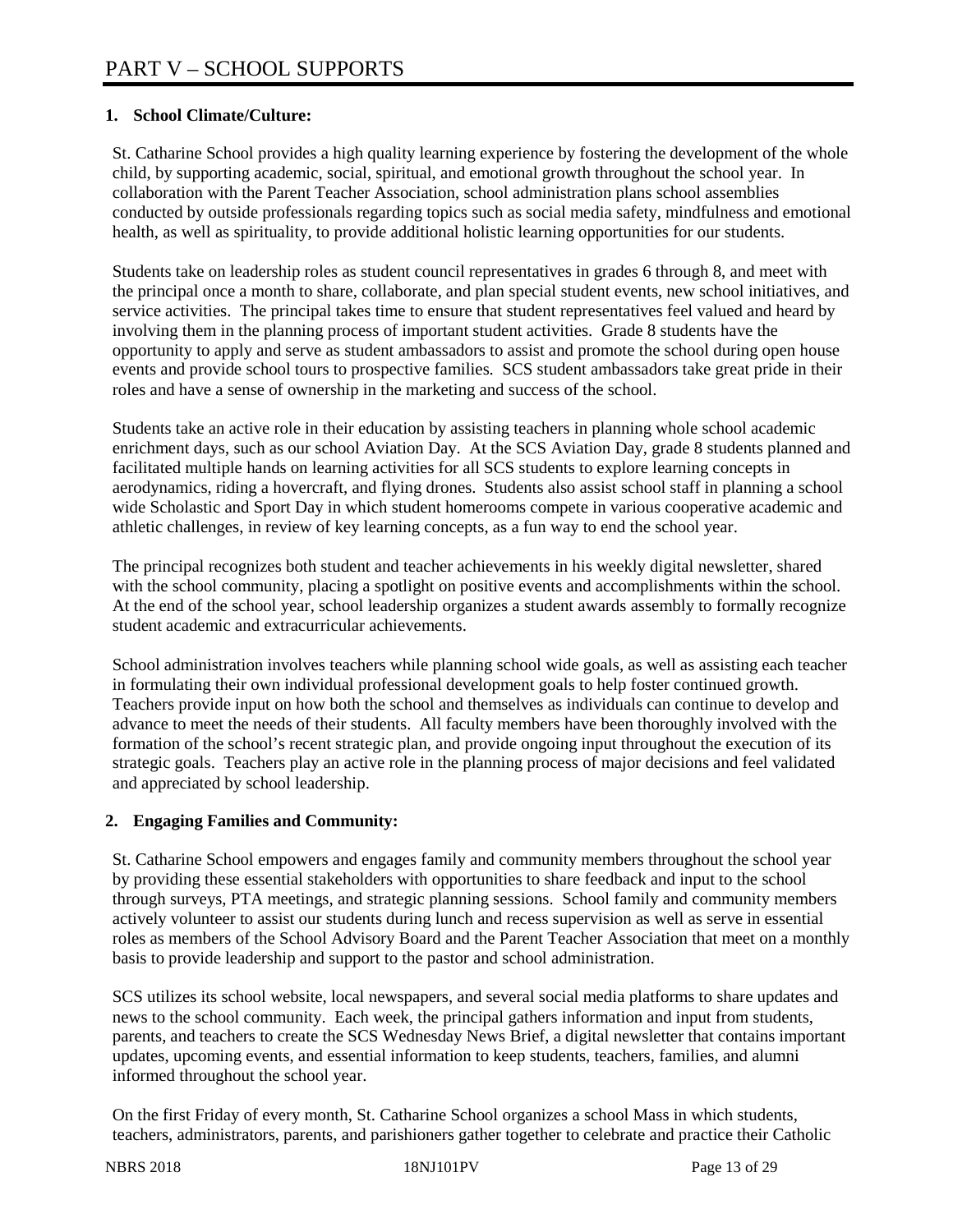# PART V – SCHOOL SUPPORTS

**1. School Climate/Culture:**

St. Catharine School provides a high quality learning experience by fostering the development of the whole child, by supporting academic, social, spiritual, and emotional growth throughout the school year. In collaboration with the Parent Teacher Association, school administration plans school assemblies conducted by outside professionals regarding topics such as social media safety, mindfulness and emotional health, as well as spirituality, to provide additional holistic learning opportunities for our students.

Students take on leadership roles as student council representatives in grades 6 through 8, and meet with the principal once a month to share, collaborate, and plan special student events, new school initiatives, and service activities. The principal takes time to ensure that student representatives feel valued and heard by involving them in the planning process of important student activities. Grade 8 students have the opportunity to apply and serve as student ambassadors to assist and promote the school during open house events and provide school tours to prospective families. SCS student ambassadors take great pride in their roles and have a sense of ownership in the marketing and success of the school.

Students take an active role in their education by assisting teachers in planning whole school academic enrichment days, such as our school Aviation Day. At the SCS Aviation Day, grade 8 students planned and facilitated multiple hands on learning activities for all SCS students to explore learning concepts in aerodynamics, riding a hovercraft, and flying drones. Students also assist school staff in planning a school wide Scholastic and Sport Day in which student homerooms compete in various cooperative academic and athletic challenges, in review of key learning concepts, as a fun way to end the school year.

The principal recognizes both student and teacher achievements in his weekly digital newsletter, shared with the school community, placing a spotlight on positive events and accomplishments within the school. At the end of the school year, school leadership organizes a student awards assembly to formally recognize student academic and extracurricular achievements.

School administration involves teachers while planning school wide goals, as well as assisting each teacher in formulating their own individual professional development goals to help foster continued growth. Teachers provide input on how both the school and themselves as individuals can continue to develop and advance to meet the needs of their students. All faculty members have been thoroughly involved with the formation of the school's recent strategic plan, and provide ongoing input throughout the execution of its strategic goals. Teachers play an active role in the planning process of major decisions and feel validated and appreciated by school leadership.

**2. Engaging Families and Community:**

St. Catharine School empowers and engages family and community members throughout the school year by providing these essential stakeholders with opportunities to share feedback and input to the school through surveys, PTA meetings, and strategic planning sessions. School family and community members actively volunteer to assist our students during lunch and recess supervision as well as serve in essential roles as members of the School Advisory Board and the Parent Teacher Association that meet on a monthly basis to provide leadership and support to the pastor and school administration.

SCS utilizes its school website, local newspapers, and several social media platforms to share updates and news to the school community. Each week, the principal gathers information and input from students, parents, and teachers to create the SCS Wednesday News Brief, a digital newsletter that contains important updates, upcoming events, and essential information to keep students, teachers, families, and alumni informed throughout the school year.

On the first Friday of every month, St. Catharine School organizes a school Mass in which students, teachers, administrators, parents, and parishioners gather together to celebrate and practice their Catholic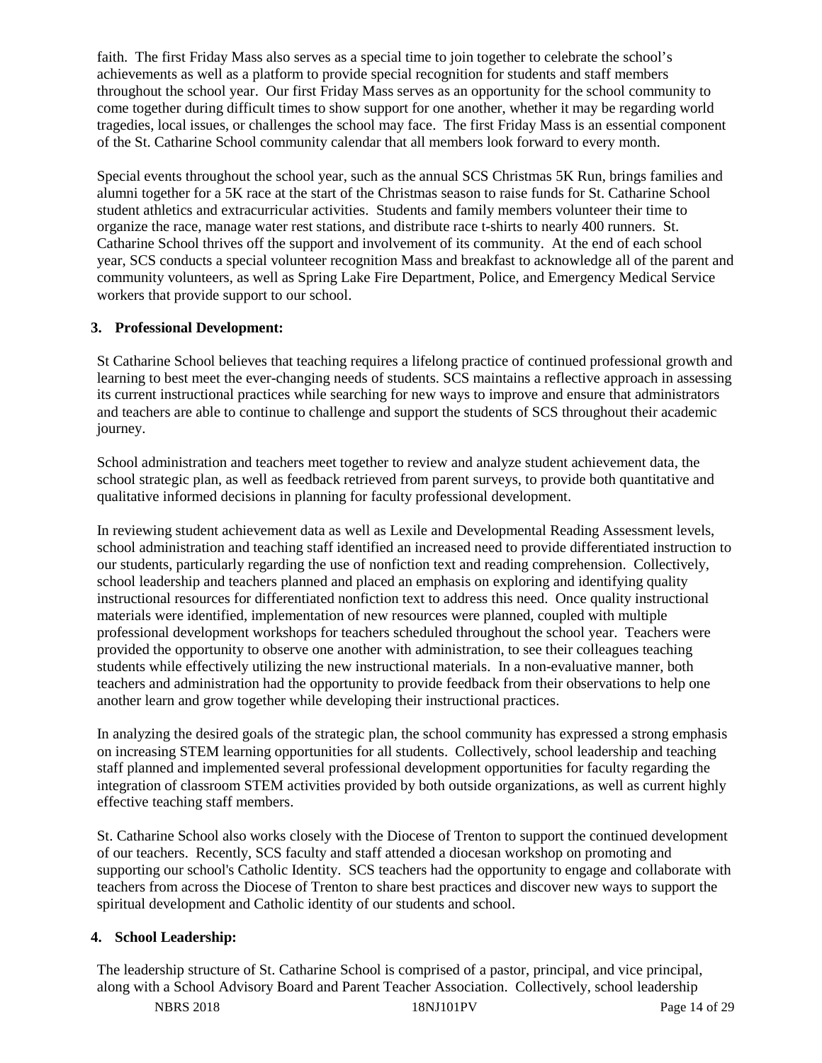faith. The first Friday Mass also serves as a special time to join together to celebrate the school's achievements as well as a platform to provide special recognition for students and staff members throughout the school year. Our first Friday Mass serves as an opportunity for the school community to come together during difficult times to show support for one another, whether it may be regarding world tragedies, local issues, or challenges the school may face. The first Friday Mass is an essential component of the St. Catharine School community calendar that all members look forward to every month.

Special events throughout the school year, such as the annual SCS Christmas 5K Run, brings families and alumni together for a 5K race at the start of the Christmas season to raise funds for St. Catharine School student athletics and extracurricular activities. Students and family members volunteer their time to organize the race, manage water rest stations, and distribute race t-shirts to nearly 400 runners. St. Catharine School thrives off the support and involvement of its community. At the end of each school year, SCS conducts a special volunteer recognition Mass and breakfast to acknowledge all of the parent and community volunteers, as well as Spring Lake Fire Department, Police, and Emergency Medical Service workers that provide support to our school.

**3. Professional Development:**

St Catharine School believes that teaching requires a lifelong practice of continued professional growth and learning to best meet the ever-changing needs of students. SCS maintains a reflective approach in assessing its current instructional practices while searching for new ways to improve and ensure that administrators and teachers are able to continue to challenge and support the students of SCS throughout their academic journey.

School administration and teachers meet together to review and analyze student achievement data, the school strategic plan, as well as feedback retrieved from parent surveys, to provide both quantitative and qualitative informed decisions in planning for faculty professional development.

In reviewing student achievement data as well as Lexile and Developmental Reading Assessment levels, school administration and teaching staff identified an increased need to provide differentiated instruction to our students, particularly regarding the use of nonfiction text and reading comprehension. Collectively, school leadership and teachers planned and placed an emphasis on exploring and identifying quality instructional resources for differentiated nonfiction text to address this need. Once quality instructional materials were identified, implementation of new resources were planned, coupled with multiple professional development workshops for teachers scheduled throughout the school year. Teachers were provided the opportunity to observe one another with administration, to see their colleagues teaching students while effectively utilizing the new instructional materials. In a non-evaluative manner, both teachers and administration had the opportunity to provide feedback from their observations to help one another learn and grow together while developing their instructional practices.

In analyzing the desired goals of the strategic plan, the school community has expressed a strong emphasis on increasing STEM learning opportunities for all students. Collectively, school leadership and teaching staff planned and implemented several professional development opportunities for faculty regarding the integration of classroom STEM activities provided by both outside organizations, as well as current highly effective teaching staff members.

St. Catharine School also works closely with the Diocese of Trenton to support the continued development of our teachers. Recently, SCS faculty and staff attended a diocesan workshop on promoting and supporting our school's Catholic Identity. SCS teachers had the opportunity to engage and collaborate with teachers from across the Diocese of Trenton to share best practices and discover new ways to support the spiritual development and Catholic identity of our students and school.

**4. School Leadership:**

The leadership structure of St. Catharine School is comprised of a pastor, principal, and vice principal, along with a School Advisory Board and Parent Teacher Association. Collectively, school leadership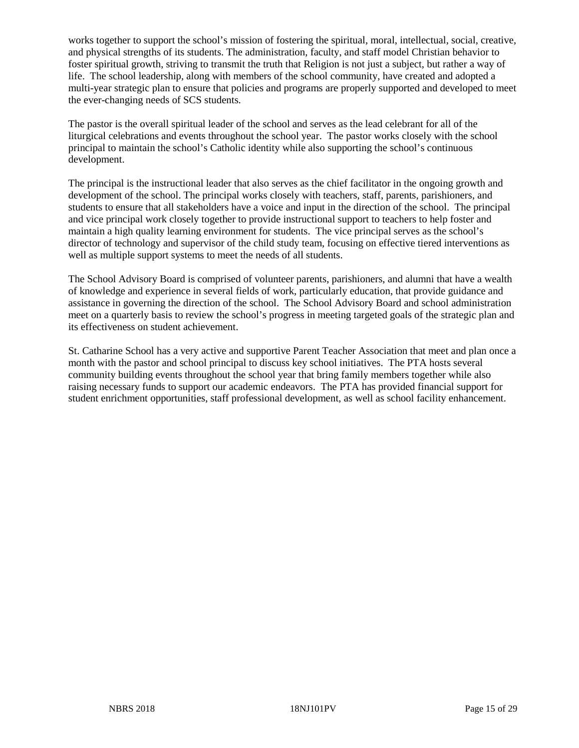works together to support the school's mission of fostering the spiritual, moral, intellectual, social, creative, and physical strengths of its students. The administration, faculty, and staff model Christian behavior to foster spiritual growth, striving to transmit the truth that Religion is not just a subject, but rather a way of life. The school leadership, along with members of the school community, have created and adopted a multi-year strategic plan to ensure that policies and programs are properly supported and developed to meet the ever-changing needs of SCS students.

The pastor is the overall spiritual leader of the school and serves as the lead celebrant for all of the liturgical celebrations and events throughout the school year. The pastor works closely with the school principal to maintain the school's Catholic identity while also supporting the school's continuous development.

The principal is the instructional leader that also serves as the chief facilitator in the ongoing growth and development of the school. The principal works closely with teachers, staff, parents, parishioners, and students to ensure that all stakeholders have a voice and input in the direction of the school. The principal and vice principal work closely together to provide instructional support to teachers to help foster and maintain a high quality learning environment for students. The vice principal serves as the school's director of technology and supervisor of the child study team, focusing on effective tiered interventions as well as multiple support systems to meet the needs of all students.

The School Advisory Board is comprised of volunteer parents, parishioners, and alumni that have a wealth of knowledge and experience in several fields of work, particularly education, that provide guidance and assistance in governing the direction of the school. The School Advisory Board and school administration meet on a quarterly basis to review the school's progress in meeting targeted goals of the strategic plan and its effectiveness on student achievement.

St. Catharine School has a very active and supportive Parent Teacher Association that meet and plan once a month with the pastor and school principal to discuss key school initiatives. The PTA hosts several community building events throughout the school year that bring family members together while also raising necessary funds to support our academic endeavors. The PTA has provided financial support for student enrichment opportunities, staff professional development, as well as school facility enhancement.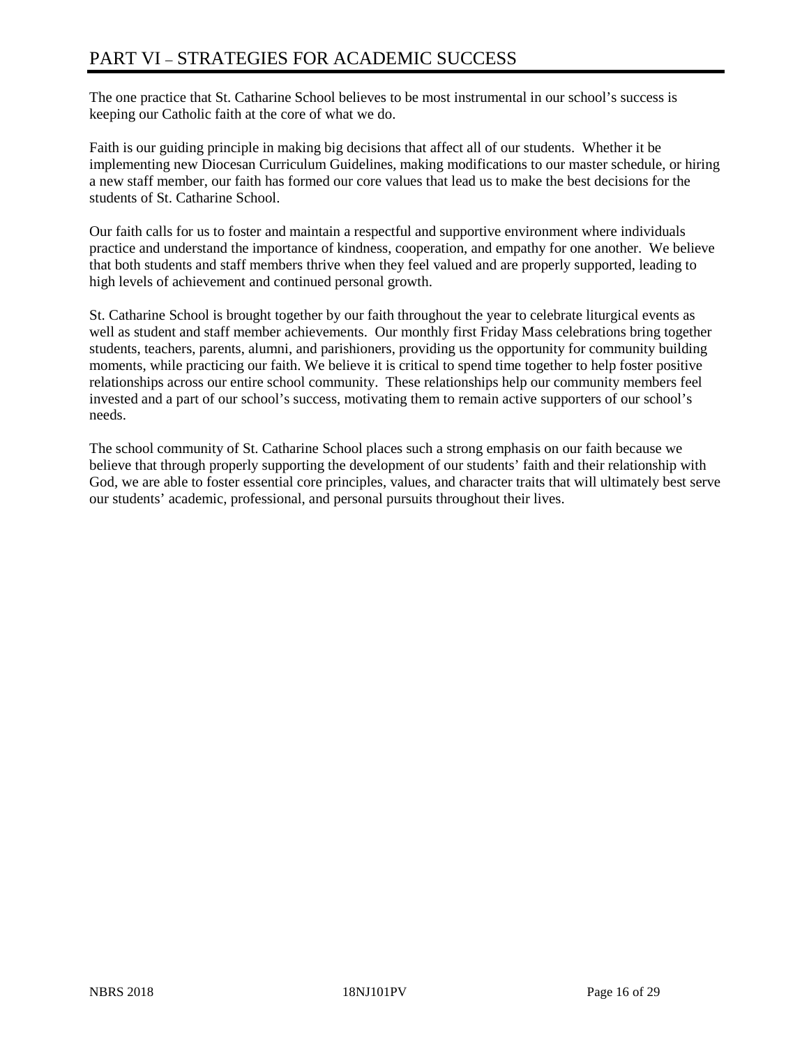# PART VI – STRATEGIES FOR ACADEMIC SUCCESS

The one practice that St. Catharine School believes to be most instrumental in our school's success is keeping our Catholic faith at the core of what we do.

Faith is our guiding principle in making big decisions that affect all of our students. Whether it be implementing new Diocesan Curriculum Guidelines, making modifications to our master schedule, or hiring a new staff member, our faith has formed our core values that lead us to make the best decisions for the students of St. Catharine School.

Our faith calls for us to foster and maintain a respectful and supportive environment where individuals practice and understand the importance of kindness, cooperation, and empathy for one another. We believe that both students and staff members thrive when they feel valued and are properly supported, leading to high levels of achievement and continued personal growth.

St. Catharine School is brought together by our faith throughout the year to celebrate liturgical events as well as student and staff member achievements. Our monthly first Friday Mass celebrations bring together students, teachers, parents, alumni, and parishioners, providing us the opportunity for community building moments, while practicing our faith. We believe it is critical to spend time together to help foster positive relationships across our entire school community. These relationships help our community members feel invested and a part of our school's success, motivating them to remain active supporters of our school's needs.

The school community of St. Catharine School places such a strong emphasis on our faith because we believe that through properly supporting the development of our students' faith and their relationship with God, we are able to foster essential core principles, values, and character traits that will ultimately best serve our students' academic, professional, and personal pursuits throughout their lives.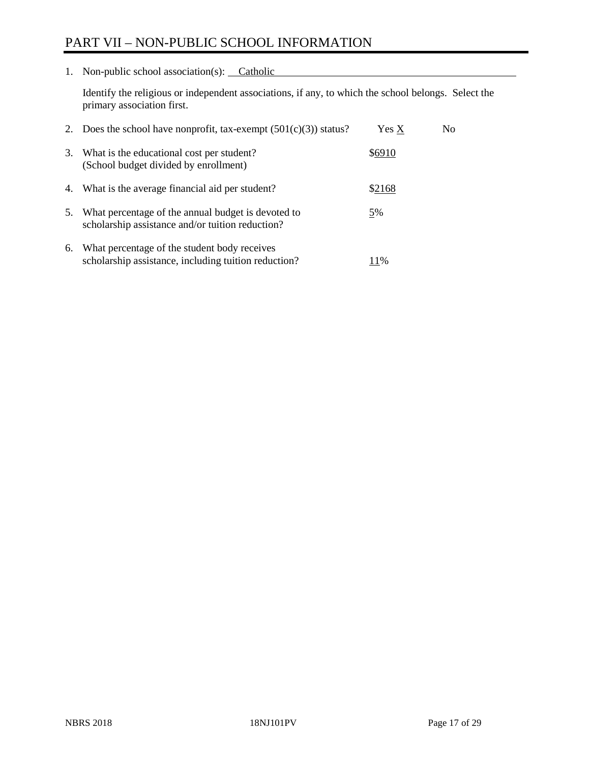# PART VII – NON-PUBLIC SCHOOL INFORMATION

1. Non-public school association(s): Catholic

   Identify the religious or independent associations, if any, to which the school belongs. Select the primary association first.

2. Does the school have nonprofit, tax-exempt (501(c)(3)) status? Yes X No

3. What is the educational cost per student? (School budget divided by enrollment) $6910

4. What is the average financial aid per student? $2168

5. What percentage of the annual budget is devoted to scholarship assistance and/or tuition reduction? 5%

6. What percentage of the student body receives scholarship assistance, including tuition reduction? 11%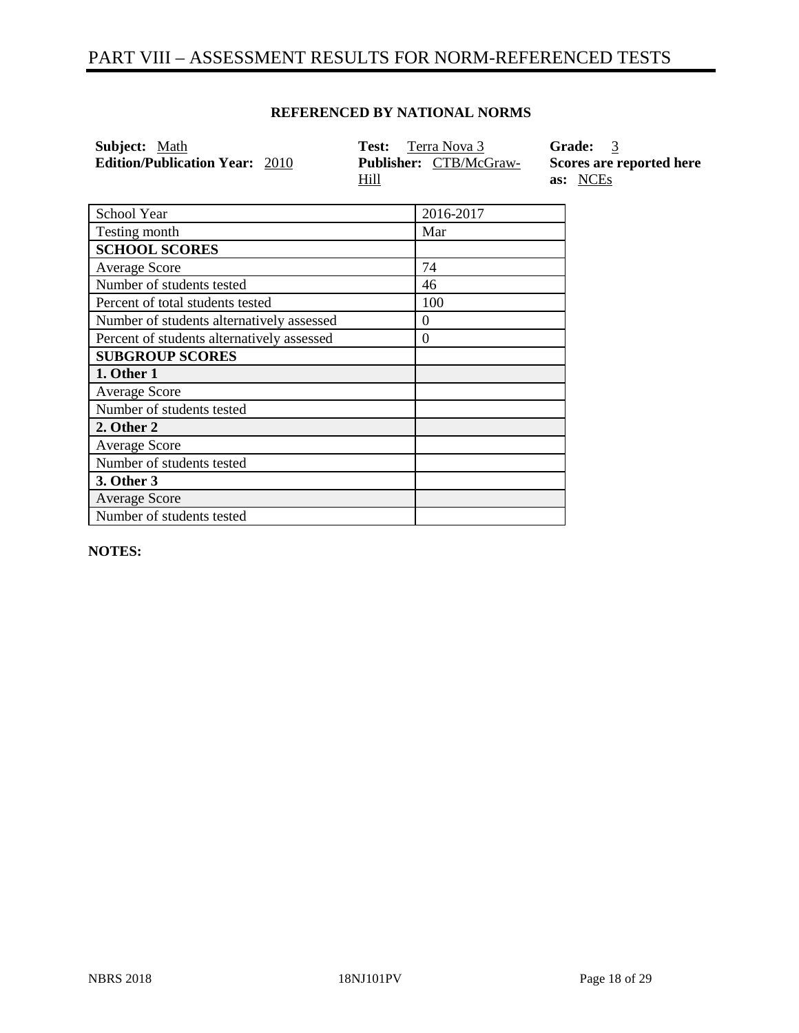# PART VIII – ASSESSMENT RESULTS FOR NORM-REFERENCED TESTS

**REFERENCED BY NATIONAL NORMS**

**Subject:** Math
**Edition/Publication Year:** 2010
**Test:** Terra Nova 3
**Publisher:** CTB/McGraw-Hill
**Grade:** 3
**Scores are reported here as:** NCEs

| School Year | 2016-2017 |
| --- | --- |
| Testing month | Mar |
| **SCHOOL SCORES** | |
| Average Score | 74 |
| Number of students tested | 46 |
| Percent of total students tested | 100 |
| Number of students alternatively assessed | 0 |
| Percent of students alternatively assessed | 0 |
| **SUBGROUP SCORES** | |
| **1. Other 1** | |
| Average Score | |
| Number of students tested | |
| **2. Other 2** | |
| Average Score | |
| Number of students tested | |
| **3. Other 3** | |
| Average Score | |
| Number of students tested | |

**NOTES:**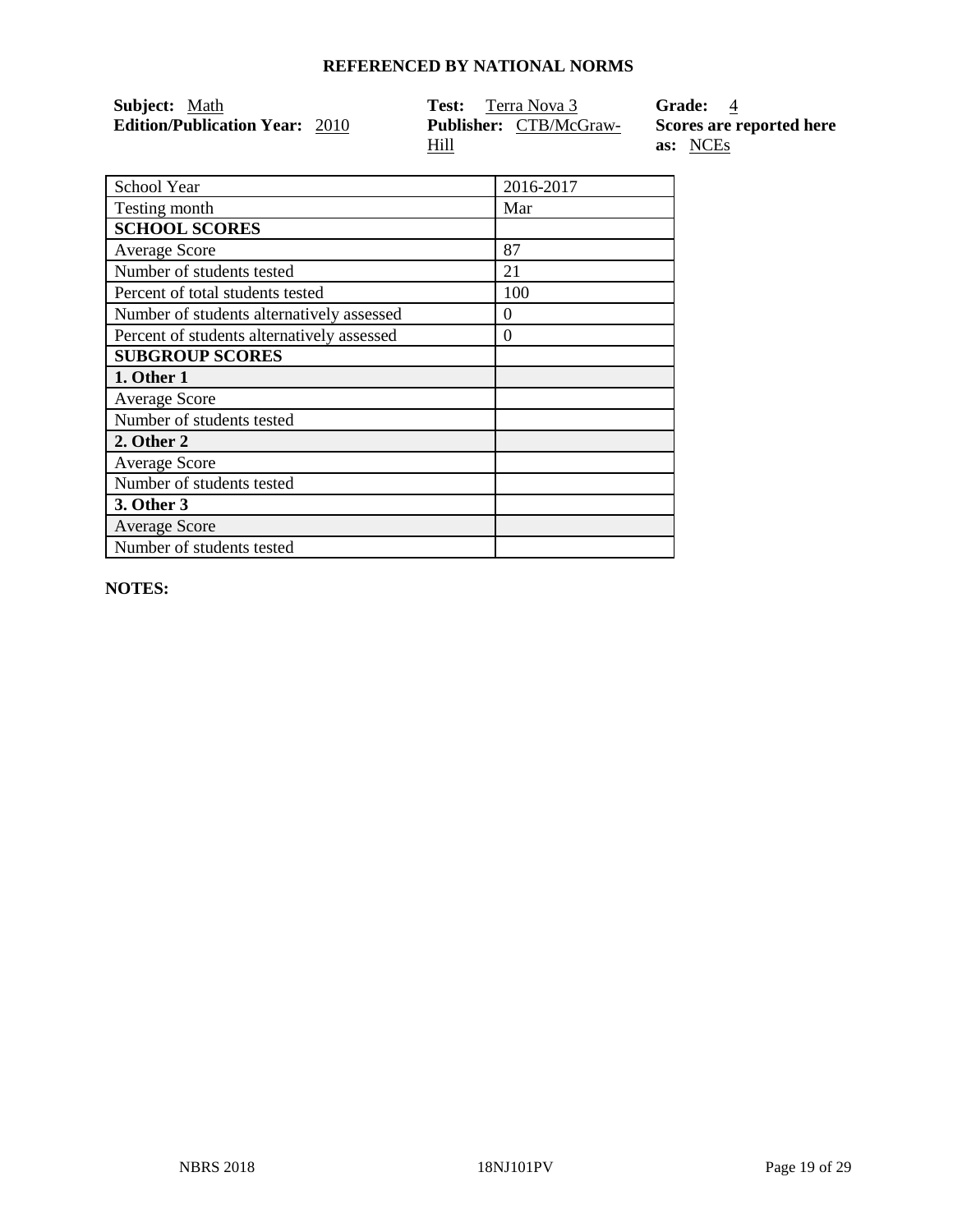## REFERENCED BY NATIONAL NORMS

**Subject:** Math
**Edition/Publication Year:** 2010
**Test:** Terra Nova 3
**Publisher:** CTB/McGraw-Hill
**Grade:** 4
**Scores are reported here as:** NCEs

| School Year | 2016-2017 |
|---|---|
| Testing month | Mar |
| **SCHOOL SCORES** | |
| Average Score | 87 |
| Number of students tested | 21 |
| Percent of total students tested | 100 |
| Number of students alternatively assessed | 0 |
| Percent of students alternatively assessed | 0 |
| **SUBGROUP SCORES** | |
| **1. Other 1** | |
| Average Score | |
| Number of students tested | |
| **2. Other 2** | |
| Average Score | |
| Number of students tested | |
| **3. Other 3** | |
| Average Score | |
| Number of students tested | |

**NOTES:**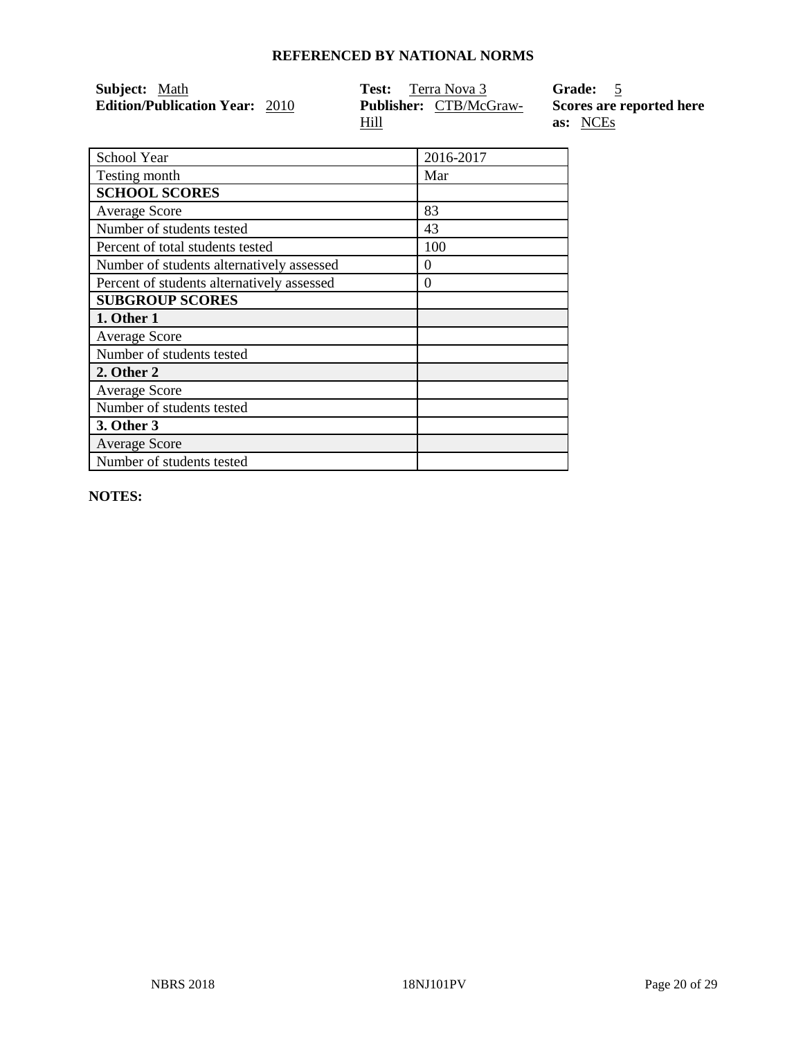## REFERENCED BY NATIONAL NORMS

**Subject:** Math
**Edition/Publication Year:** 2010

**Test:** Terra Nova 3
**Publisher:** CTB/McGraw-Hill

**Grade:** 5
**Scores are reported here as:** NCEs

| School Year | 2016-2017 |
|---|---|
| Testing month | Mar |
| **SCHOOL SCORES** | |
| Average Score | 83 |
| Number of students tested | 43 |
| Percent of total students tested | 100 |
| Number of students alternatively assessed | 0 |
| Percent of students alternatively assessed | 0 |
| **SUBGROUP SCORES** | |
| **1. Other 1** | |
| Average Score | |
| Number of students tested | |
| **2. Other 2** | |
| Average Score | |
| Number of students tested | |
| **3. Other 3** | |
| Average Score | |
| Number of students tested | |

**NOTES:**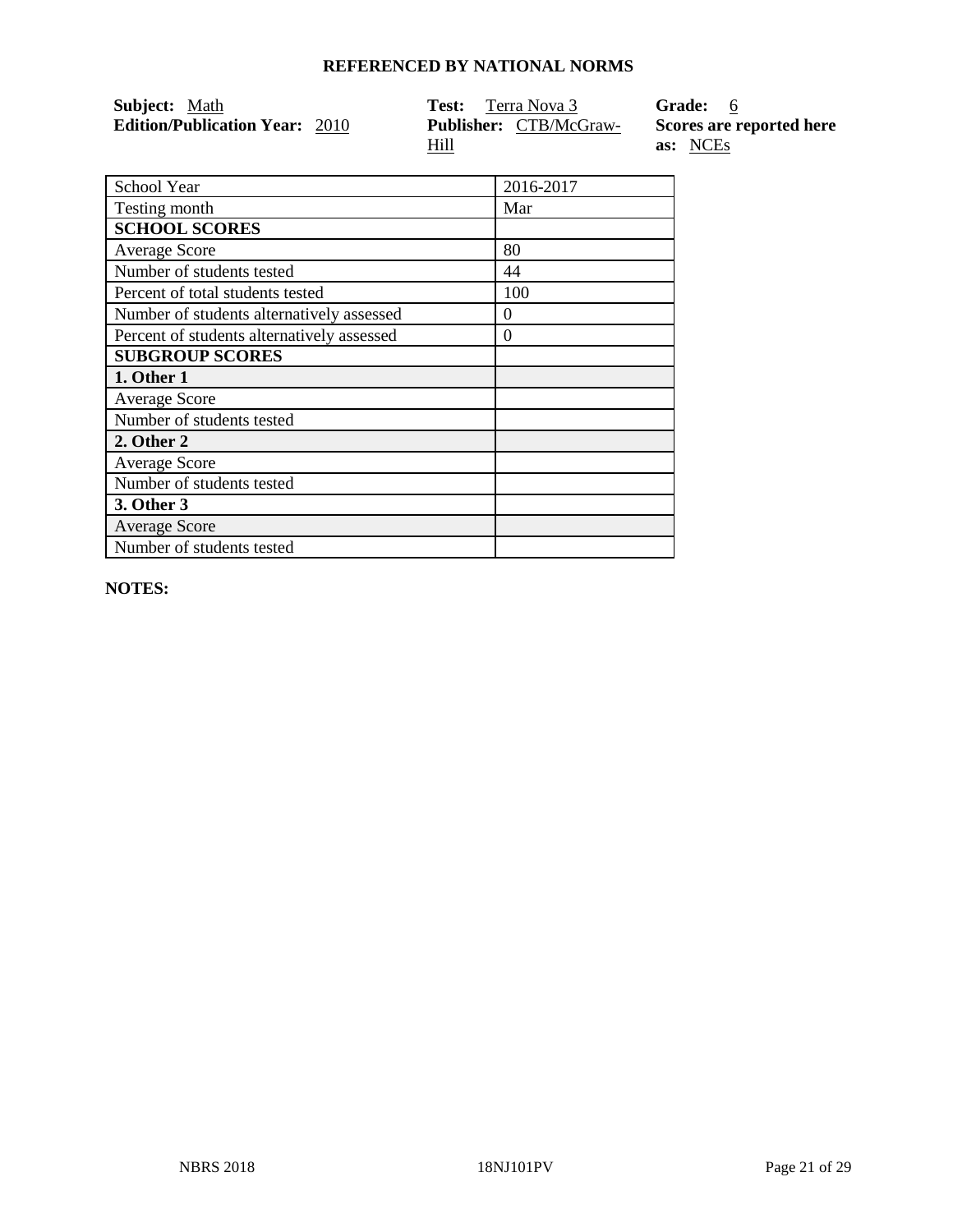## REFERENCED BY NATIONAL NORMS

**Subject:** Math
**Edition/Publication Year:** 2010
**Test:** Terra Nova 3
**Publisher:** CTB/McGraw-Hill
**Grade:** 6
**Scores are reported here as:** NCEs

| School Year | 2016-2017 |
| --- | --- |
| Testing month | Mar |
| **SCHOOL SCORES** | |
| Average Score | 80 |
| Number of students tested | 44 |
| Percent of total students tested | 100 |
| Number of students alternatively assessed | 0 |
| Percent of students alternatively assessed | 0 |
| **SUBGROUP SCORES** | |
| **1. Other 1** | |
| Average Score | |
| Number of students tested | |
| **2. Other 2** | |
| Average Score | |
| Number of students tested | |
| **3. Other 3** | |
| Average Score | |
| Number of students tested | |

**NOTES:**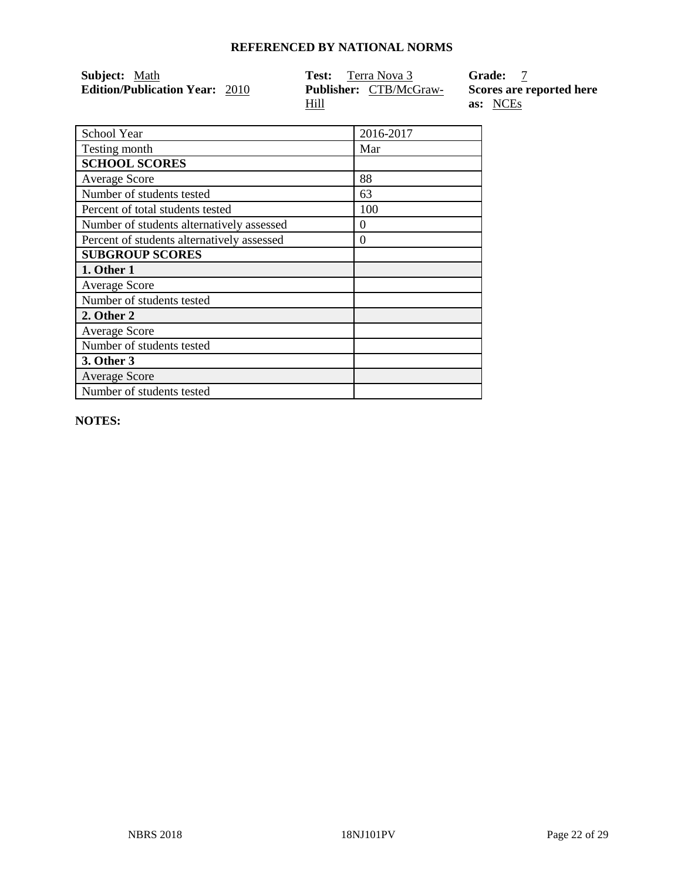**REFERENCED BY NATIONAL NORMS**

**Subject:** Math
**Edition/Publication Year:** 2010
**Test:** Terra Nova 3
**Publisher:** CTB/McGraw-Hill
**Grade:** 7
**Scores are reported here as:** NCEs

| School Year | 2016-2017 |
|---|---|
| Testing month | Mar |
| **SCHOOL SCORES** | |
| Average Score | 88 |
| Number of students tested | 63 |
| Percent of total students tested | 100 |
| Number of students alternatively assessed | 0 |
| Percent of students alternatively assessed | 0 |
| **SUBGROUP SCORES** | |
| **1. Other 1** | |
| Average Score | |
| Number of students tested | |
| **2. Other 2** | |
| Average Score | |
| Number of students tested | |
| **3. Other 3** | |
| Average Score | |
| Number of students tested | |

**NOTES:**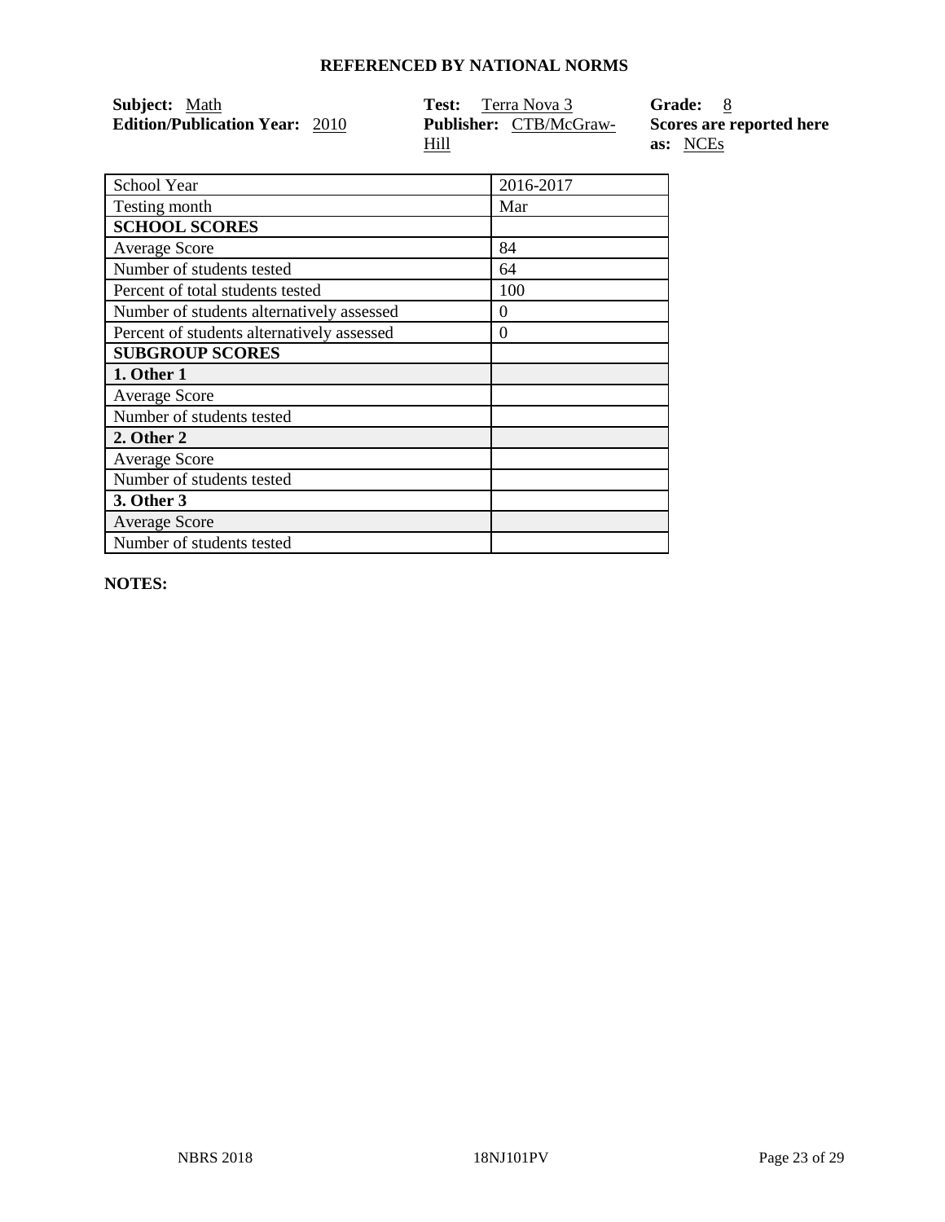## REFERENCED BY NATIONAL NORMS

**Subject:** Math
**Edition/Publication Year:** 2010
**Test:** Terra Nova 3
**Publisher:** CTB/McGraw-Hill
**Grade:** 8
**Scores are reported here as:** NCEs

| School Year | 2016-2017 |
|---|---|
| Testing month | Mar |
| **SCHOOL SCORES** | |
| Average Score | 84 |
| Number of students tested | 64 |
| Percent of total students tested | 100 |
| Number of students alternatively assessed | 0 |
| Percent of students alternatively assessed | 0 |
| **SUBGROUP SCORES** | |
| **1. Other 1** | |
| Average Score | |
| Number of students tested | |
| **2. Other 2** | |
| Average Score | |
| Number of students tested | |
| **3. Other 3** | |
| Average Score | |
| Number of students tested | |

**NOTES:**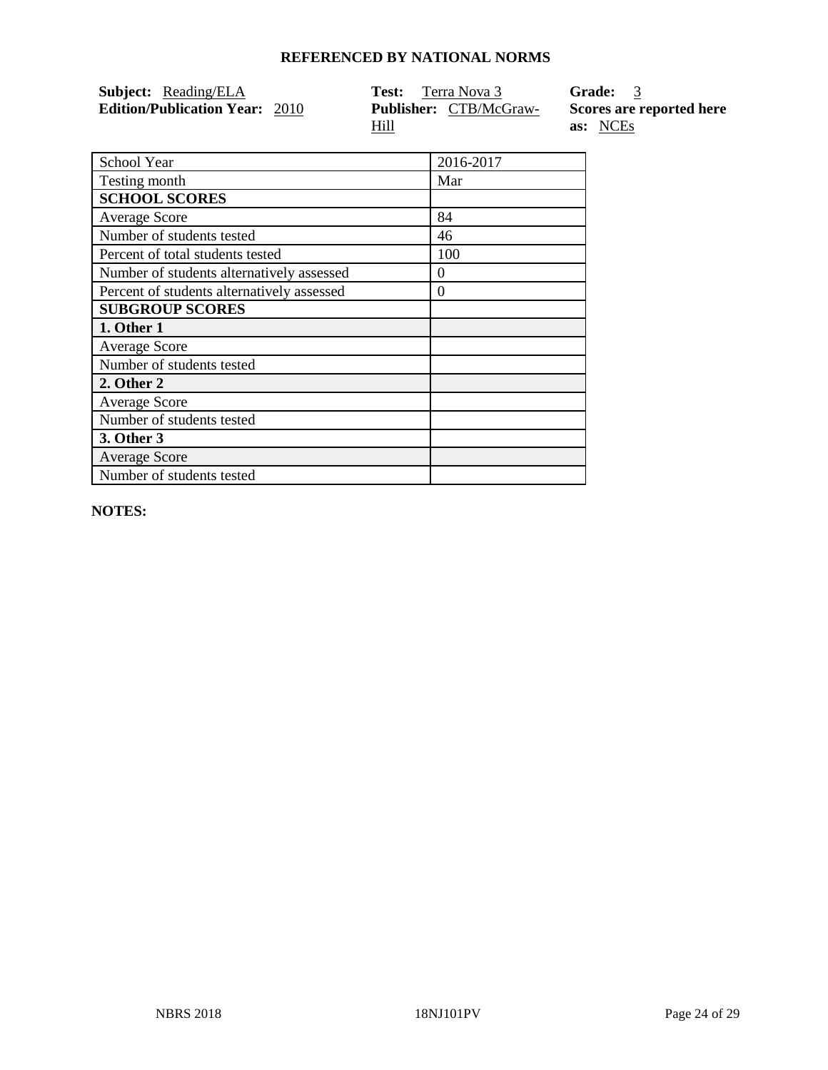**REFERENCED BY NATIONAL NORMS**

**Subject:** Reading/ELA
**Edition/Publication Year:** 2010

**Test:** Terra Nova 3
**Publisher:** CTB/McGraw-Hill

**Grade:** 3
**Scores are reported here as:** NCEs

| School Year | 2016-2017 |
|---|---|
| Testing month | Mar |
| **SCHOOL SCORES** | |
| Average Score | 84 |
| Number of students tested | 46 |
| Percent of total students tested | 100 |
| Number of students alternatively assessed | 0 |
| Percent of students alternatively assessed | 0 |
| **SUBGROUP SCORES** | |
| **1. Other 1** | |
| Average Score | |
| Number of students tested | |
| **2. Other 2** | |
| Average Score | |
| Number of students tested | |
| **3. Other 3** | |
| Average Score | |
| Number of students tested | |

**NOTES:**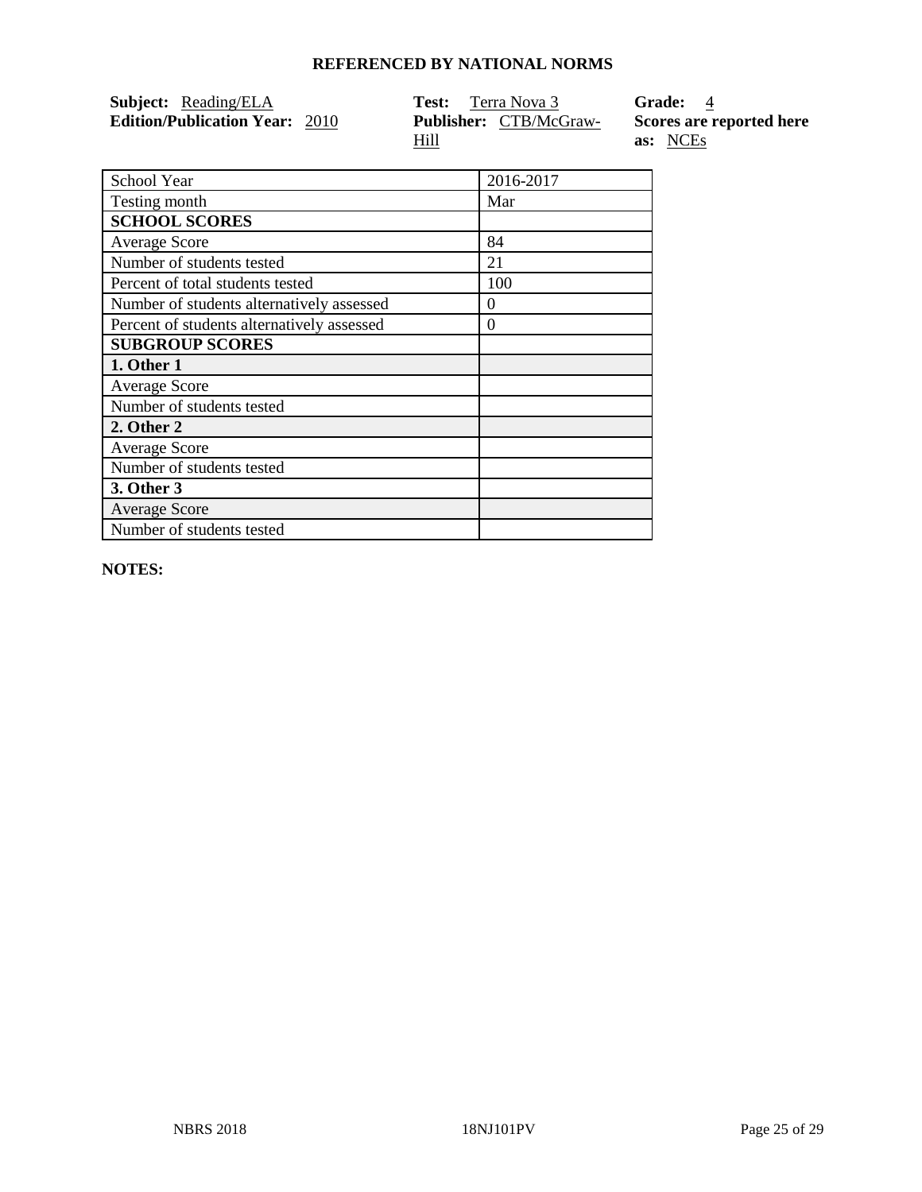## REFERENCED BY NATIONAL NORMS

**Subject:** Reading/ELA
**Edition/Publication Year:** 2010
**Test:** Terra Nova 3
**Publisher:** CTB/McGraw-Hill
**Grade:** 4
**Scores are reported here as:** NCEs

| School Year | 2016-2017 |
|---|---|
| Testing month | Mar |
| **SCHOOL SCORES** | |
| Average Score | 84 |
| Number of students tested | 21 |
| Percent of total students tested | 100 |
| Number of students alternatively assessed | 0 |
| Percent of students alternatively assessed | 0 |
| **SUBGROUP SCORES** | |
| **1. Other 1** | |
| Average Score | |
| Number of students tested | |
| **2. Other 2** | |
| Average Score | |
| Number of students tested | |
| **3. Other 3** | |
| Average Score | |
| Number of students tested | |

**NOTES:**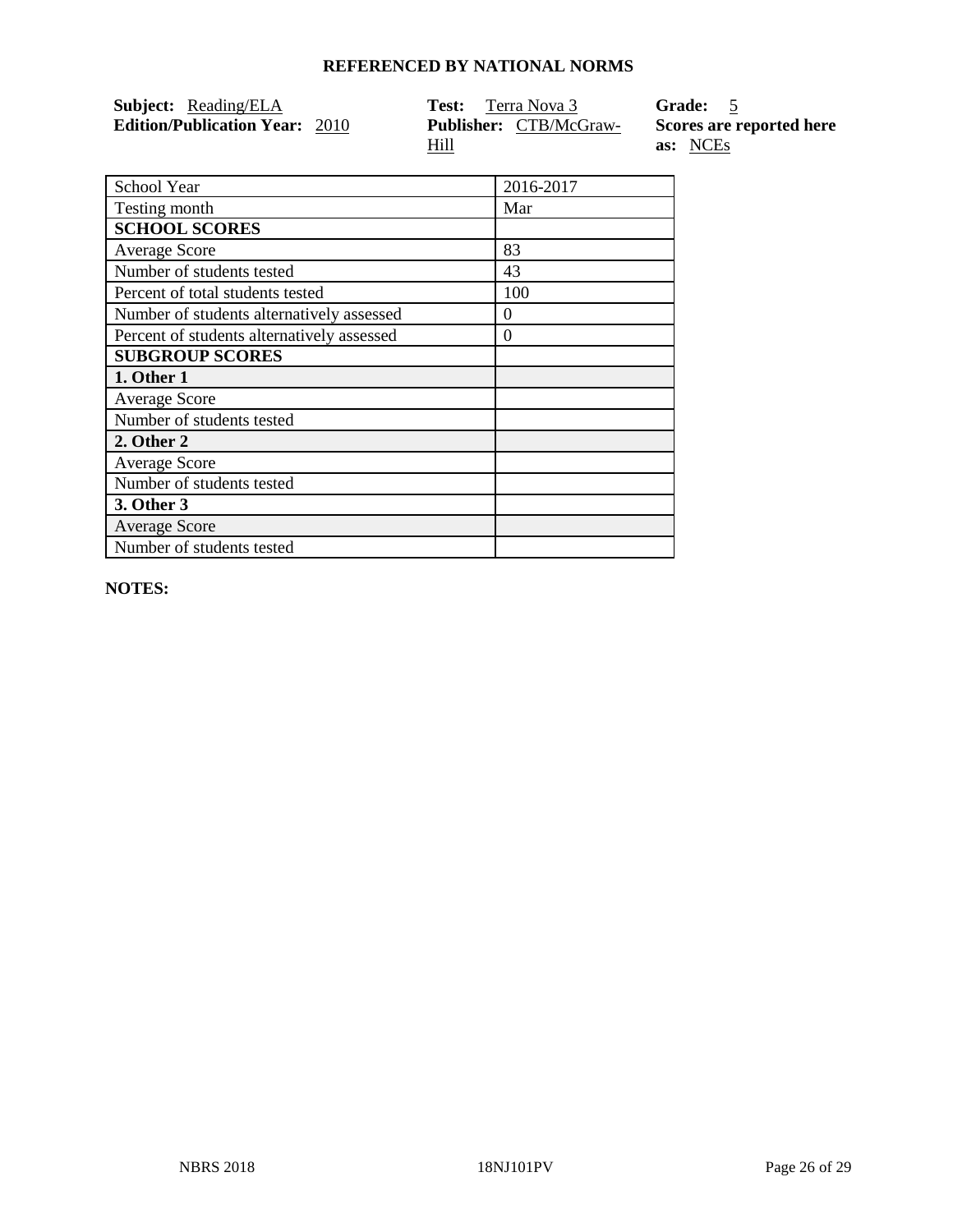**REFERENCED BY NATIONAL NORMS**

**Subject:** Reading/ELA
**Edition/Publication Year:** 2010

**Test:** Terra Nova 3
**Publisher:** CTB/McGraw-Hill

**Grade:** 5
**Scores are reported here as:** NCEs

| School Year | 2016-2017 |
|---|---|
| Testing month | Mar |
| **SCHOOL SCORES** | |
| Average Score | 83 |
| Number of students tested | 43 |
| Percent of total students tested | 100 |
| Number of students alternatively assessed | 0 |
| Percent of students alternatively assessed | 0 |
| **SUBGROUP SCORES** | |
| **1. Other 1** | |
| Average Score | |
| Number of students tested | |
| **2. Other 2** | |
| Average Score | |
| Number of students tested | |
| **3. Other 3** | |
| Average Score | |
| Number of students tested | |

**NOTES:**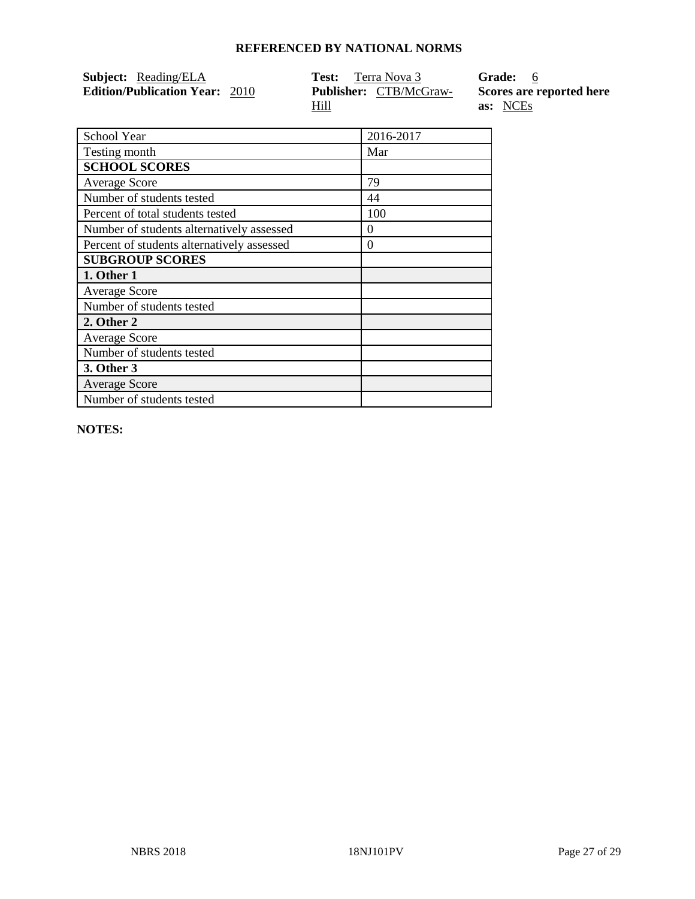## REFERENCED BY NATIONAL NORMS

**Subject:** Reading/ELA
**Edition/Publication Year:** 2010
**Test:** Terra Nova 3
**Publisher:** CTB/McGraw-Hill
**Grade:** 6
**Scores are reported here as:** NCEs

| School Year | 2016-2017 |
|---|---|
| Testing month | Mar |
| **SCHOOL SCORES** | |
| Average Score | 79 |
| Number of students tested | 44 |
| Percent of total students tested | 100 |
| Number of students alternatively assessed | 0 |
| Percent of students alternatively assessed | 0 |
| **SUBGROUP SCORES** | |
| **1. Other 1** | |
| Average Score | |
| Number of students tested | |
| **2. Other 2** | |
| Average Score | |
| Number of students tested | |
| **3. Other 3** | |
| Average Score | |
| Number of students tested | |

**NOTES:**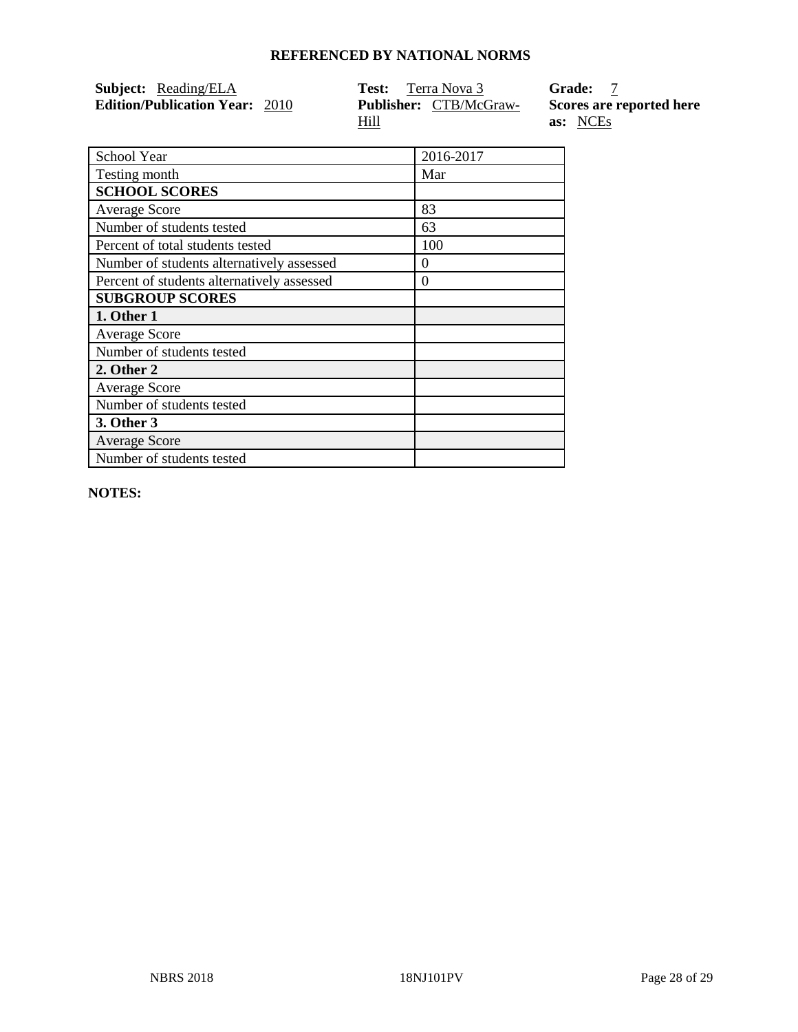# REFERENCED BY NATIONAL NORMS

**Subject:** Reading/ELA
**Edition/Publication Year:** 2010

**Test:** Terra Nova 3
**Publisher:** CTB/McGraw-Hill

**Grade:** 7
**Scores are reported here as:** NCEs

| School Year | 2016-2017 |
|---|---|
| Testing month | Mar |
| **SCHOOL SCORES** | |
| Average Score | 83 |
| Number of students tested | 63 |
| Percent of total students tested | 100 |
| Number of students alternatively assessed | 0 |
| Percent of students alternatively assessed | 0 |
| **SUBGROUP SCORES** | |
| **1. Other 1** | |
| Average Score | |
| Number of students tested | |
| **2. Other 2** | |
| Average Score | |
| Number of students tested | |
| **3. Other 3** | |
| Average Score | |
| Number of students tested | |

**NOTES:**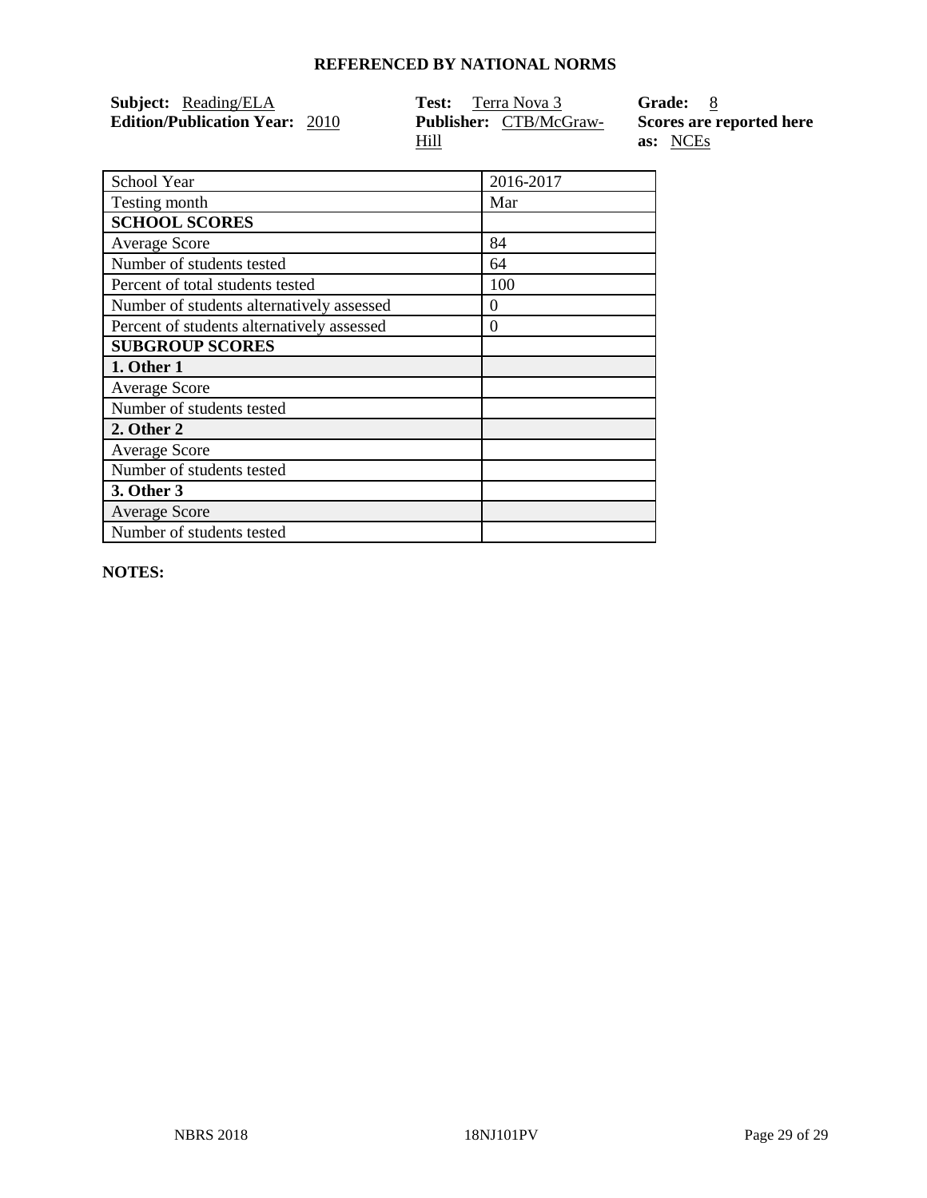## REFERENCED BY NATIONAL NORMS

**Subject:** Reading/ELA
**Edition/Publication Year:** 2010

**Test:** Terra Nova 3
**Publisher:** CTB/McGraw-Hill

**Grade:** 8
**Scores are reported here as:** NCEs

| School Year | 2016-2017 |
|---|---|
| Testing month | Mar |
| **SCHOOL SCORES** | |
| Average Score | 84 |
| Number of students tested | 64 |
| Percent of total students tested | 100 |
| Number of students alternatively assessed | 0 |
| Percent of students alternatively assessed | 0 |
| **SUBGROUP SCORES** | |
| **1. Other 1** | |
| Average Score | |
| Number of students tested | |
| **2. Other 2** | |
| Average Score | |
| Number of students tested | |
| **3. Other 3** | |
| Average Score | |
| Number of students tested | |

**NOTES:**